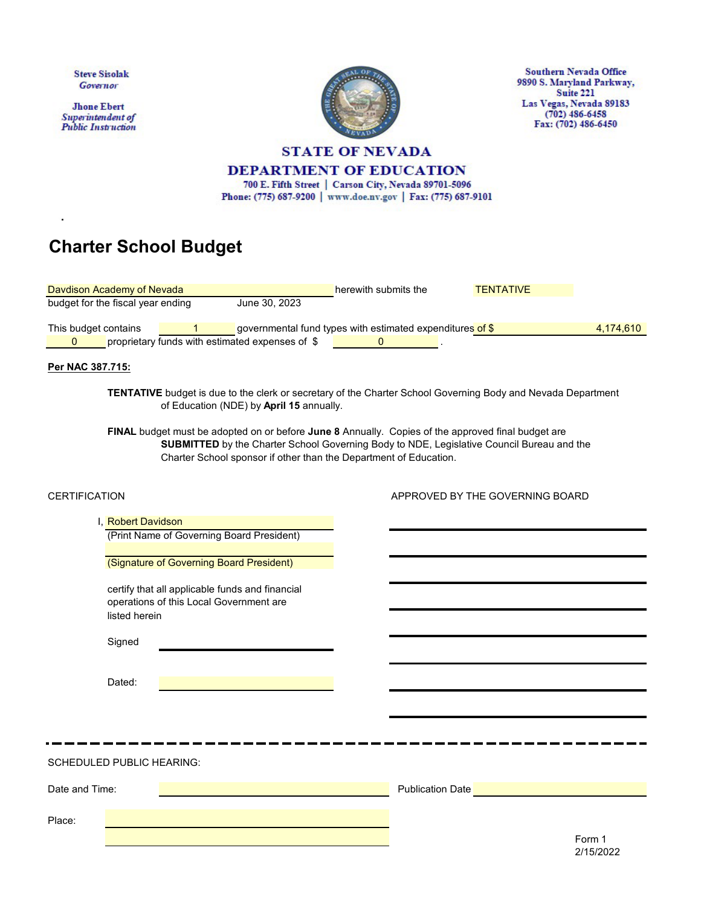Steve Sisolak
*Governor*

Jhone Ebert
*Superintendent of Public Instruction*

Southern Nevada Office
9890 S. Maryland Parkway,
Suite 221
Las Vegas, Nevada 89183
(702) 486-6458
Fax: (702) 486-6450

**STATE OF NEVADA**
**DEPARTMENT OF EDUCATION**
700 E. Fifth Street | Carson City, Nevada 89701-5096
Phone: (775) 687-9200 | www.doe.nv.gov | Fax: (775) 687-9101

# Charter School Budget

Davdison Academy of Nevada herewith submits the TENTATIVE budget for the fiscal year ending June 30, 2023

This budget contains 1 governmental fund types with estimated expenditures of $ 4,174,610
0 proprietary funds with estimated expenses of $ 0 .

**Per NAC 387.715:**

**TENTATIVE** budget is due to the clerk or secretary of the Charter School Governing Body and Nevada Department of Education (NDE) by **April 15** annually.

**FINAL** budget must be adopted on or before **June 8** Annually. Copies of the approved final budget are **SUBMITTED** by the Charter School Governing Body to NDE, Legislative Council Bureau and the Charter School sponsor if other than the Department of Education.

CERTIFICATION

I, Robert Davidson
(Print Name of Governing Board President)

(Signature of Governing Board President)

certify that all applicable funds and financial operations of this Local Government are listed herein

Signed ____________________

Dated: ____________________

APPROVED BY THE GOVERNING BOARD

____________________
____________________
____________________
____________________
____________________
____________________
____________________
____________________

---

SCHEDULED PUBLIC HEARING:

Date and Time: ____________________ Publication Date ____________________

Place: ____________________

Form 1
2/15/2022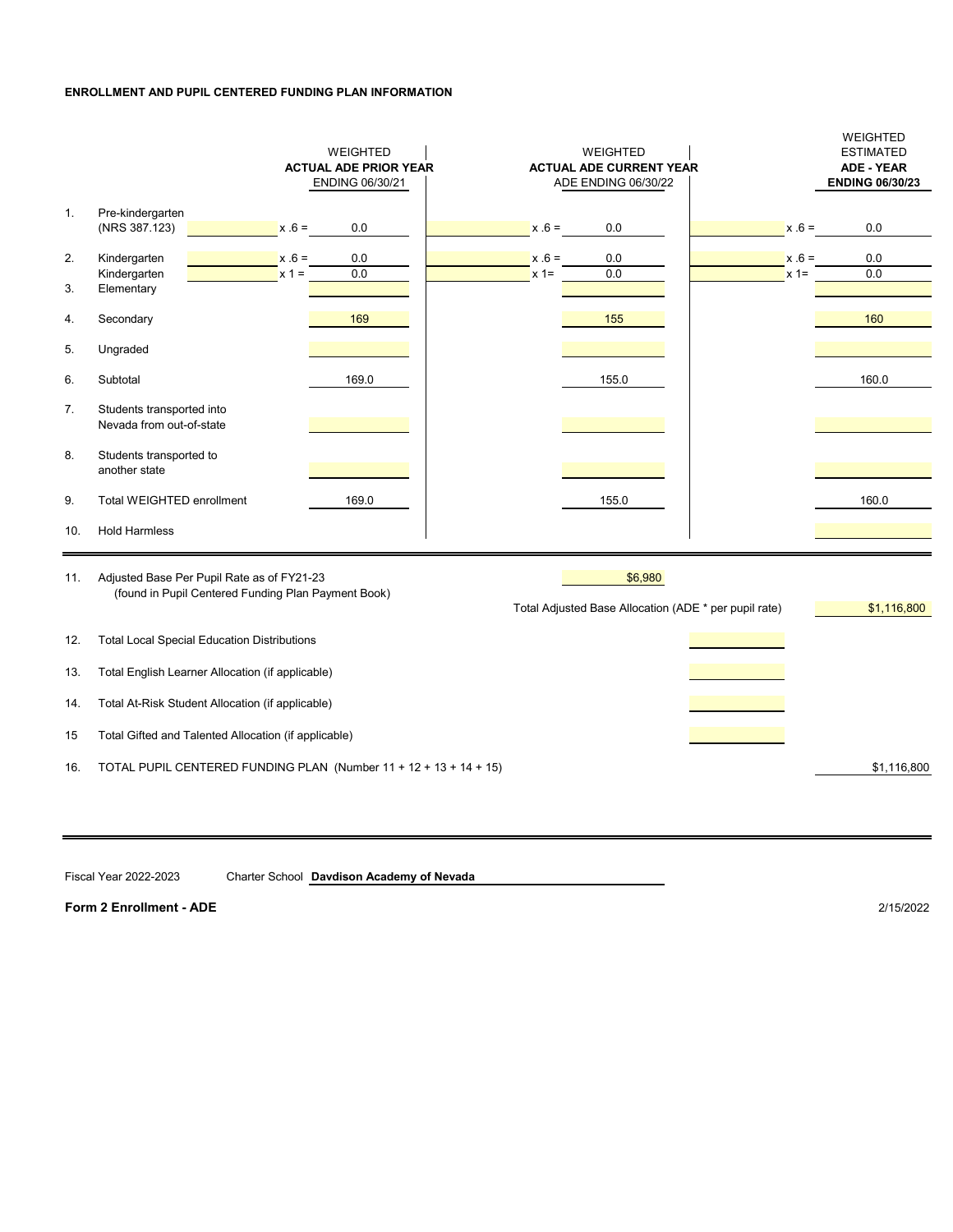**ENROLLMENT AND PUPIL CENTERED FUNDING PLAN INFORMATION**

| | | | WEIGHTED ACTUAL ADE PRIOR YEAR ENDING 06/30/21 | | WEIGHTED ACTUAL ADE CURRENT YEAR ADE ENDING 06/30/22 | | WEIGHTED ESTIMATED ADE - YEAR ENDING 06/30/23 |
|---|---|---|---|---|---|---|---|
| 1. | Pre-kindergarten (NRS 387.123) | x .6 = | 0.0 | x .6 = | 0.0 | x .6 = | 0.0 |
| 2. | Kindergarten | x .6 = | 0.0 | x .6 = | 0.0 | x .6 = | 0.0 |
| | Kindergarten | x 1 = | 0.0 | x 1= | 0.0 | x 1= | 0.0 |
| 3. | Elementary | | | | | | |
| 4. | Secondary | | 169 | | 155 | | 160 |
| 5. | Ungraded | | | | | | |
| 6. | Subtotal | | 169.0 | | 155.0 | | 160.0 |
| 7. | Students transported into Nevada from out-of-state | | | | | | |
| 8. | Students transported to another state | | | | | | |
| 9. | Total WEIGHTED enrollment | | 169.0 | | 155.0 | | 160.0 |
| 10. | Hold Harmless | | | | | | |

| | | | |
|---|---|---|---|
| 11. | Adjusted Base Per Pupil Rate as of FY21-23 (found in Pupil Centered Funding Plan Payment Book) | $6,980 | |
| | Total Adjusted Base Allocation (ADE * per pupil rate) | | $1,116,800 |
| 12. | Total Local Special Education Distributions | | |
| 13. | Total English Learner Allocation (if applicable) | | |
| 14. | Total At-Risk Student Allocation (if applicable) | | |
| 15 | Total Gifted and Talented Allocation (if applicable) | | |
| 16. | TOTAL PUPIL CENTERED FUNDING PLAN (Number 11 + 12 + 13 + 14 + 15) | | $1,116,800 |

Fiscal Year 2022-2023 Charter School **Davdison Academy of Nevada**

**Form 2 Enrollment - ADE**

2/15/2022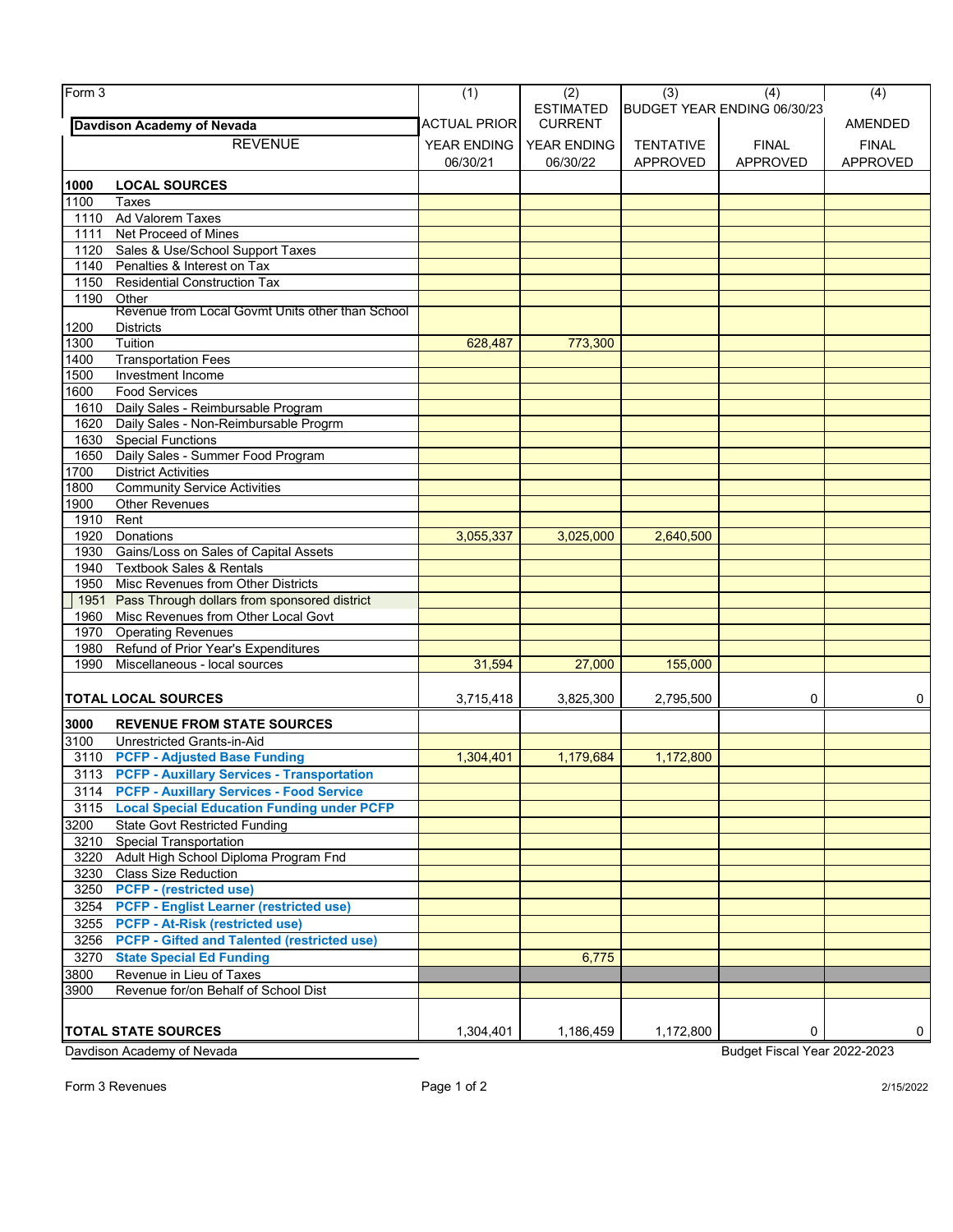| Form 3 | (1) | (2) | (3) | (4) | (4) |
|---|---|---|---|---|---|
| **Davdison Academy of Nevada** | ACTUAL PRIOR | ESTIMATED CURRENT | BUDGET YEAR ENDING 06/30/23 | | AMENDED |
| REVENUE | YEAR ENDING 06/30/21 | YEAR ENDING 06/30/22 | TENTATIVE APPROVED | FINAL APPROVED | FINAL APPROVED |
| **1000 LOCAL SOURCES** | | | | | |
| 1100 Taxes | | | | | |
| 1110 Ad Valorem Taxes | | | | | |
| 1111 Net Proceed of Mines | | | | | |
| 1120 Sales & Use/School Support Taxes | | | | | |
| 1140 Penalties & Interest on Tax | | | | | |
| 1150 Residential Construction Tax | | | | | |
| 1190 Other | | | | | |
| 1200 Revenue from Local Govmt Units other than School Districts | | | | | |
| 1300 Tuition | 628,487 | 773,300 | | | |
| 1400 Transportation Fees | | | | | |
| 1500 Investment Income | | | | | |
| 1600 Food Services | | | | | |
| 1610 Daily Sales - Reimbursable Program | | | | | |
| 1620 Daily Sales - Non-Reimbursable Progrm | | | | | |
| 1630 Special Functions | | | | | |
| 1650 Daily Sales - Summer Food Program | | | | | |
| 1700 District Activities | | | | | |
| 1800 Community Service Activities | | | | | |
| 1900 Other Revenues | | | | | |
| 1910 Rent | | | | | |
| 1920 Donations | 3,055,337 | 3,025,000 | 2,640,500 | | |
| 1930 Gains/Loss on Sales of Capital Assets | | | | | |
| 1940 Textbook Sales & Rentals | | | | | |
| 1950 Misc Revenues from Other Districts | | | | | |
| 1951 Pass Through dollars from sponsored district | | | | | |
| 1960 Misc Revenues from Other Local Govt | | | | | |
| 1970 Operating Revenues | | | | | |
| 1980 Refund of Prior Year's Expenditures | | | | | |
| 1990 Miscellaneous - local sources | 31,594 | 27,000 | 155,000 | | |
| **TOTAL LOCAL SOURCES** | 3,715,418 | 3,825,300 | 2,795,500 | 0 | 0 |
| **3000 REVENUE FROM STATE SOURCES** | | | | | |
| 3100 Unrestricted Grants-in-Aid | | | | | |
| 3110 **PCFP - Adjusted Base Funding** | 1,304,401 | 1,179,684 | 1,172,800 | | |
| 3113 **PCFP - Auxillary Services - Transportation** | | | | | |
| 3114 **PCFP - Auxillary Services - Food Service** | | | | | |
| 3115 **Local Special Education Funding under PCFP** | | | | | |
| 3200 State Govt Restricted Funding | | | | | |
| 3210 Special Transportation | | | | | |
| 3220 Adult High School Diploma Program Fnd | | | | | |
| 3230 Class Size Reduction | | | | | |
| 3250 **PCFP - (restricted use)** | | | | | |
| 3254 **PCFP - Englist Learner (restricted use)** | | | | | |
| 3255 **PCFP - At-Risk (restricted use)** | | | | | |
| 3256 **PCFP - Gifted and Talented (restricted use)** | | | | | |
| 3270 **State Special Ed Funding** | | 6,775 | | | |
| 3800 Revenue in Lieu of Taxes | | | | | |
| 3900 Revenue for/on Behalf of School Dist | | | | | |
| **TOTAL STATE SOURCES** | 1,304,401 | 1,186,459 | 1,172,800 | 0 | 0 |

Davdison Academy of Nevada — Budget Fiscal Year 2022-2023

Form 3 Revenues — 2/15/2022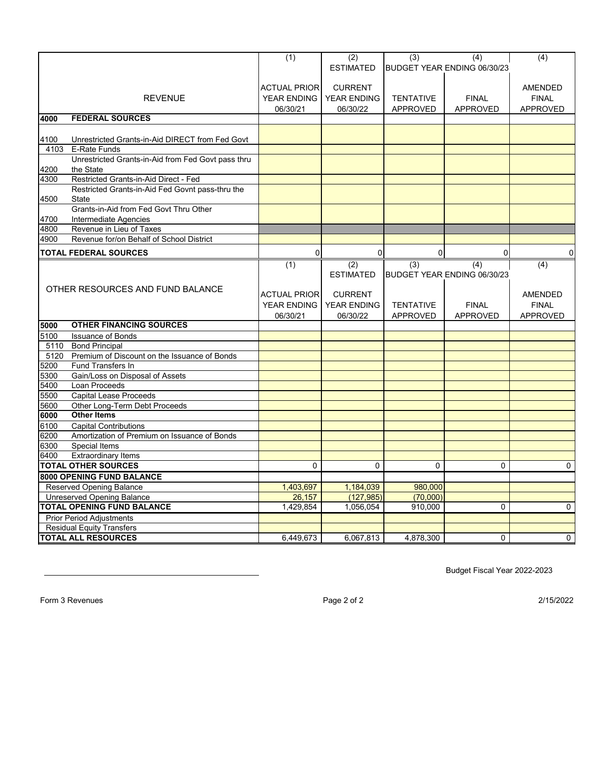| | REVENUE | (1)<br>ACTUAL PRIOR<br>YEAR ENDING<br>06/30/21 | (2)<br>ESTIMATED<br>CURRENT<br>YEAR ENDING<br>06/30/22 | (3)<br>BUDGET YEAR ENDING 06/30/23<br>TENTATIVE<br>APPROVED | (4)<br><br>FINAL<br>APPROVED | (4)<br><br>AMENDED<br>FINAL<br>APPROVED |
|---|---|---|---|---|---|---|
| **4000** | **FEDERAL SOURCES** | | | | | |
| 4100 | Unrestricted Grants-in-Aid DIRECT from Fed Govt | | | | | |
| 4103 | E-Rate Funds | | | | | |
| 4200 | Unrestricted Grants-in-Aid from Fed Govt pass thru the State | | | | | |
| 4300 | Restricted Grants-in-Aid Direct - Fed | | | | | |
| 4500 | Restricted Grants-in-Aid Fed Govnt pass-thru the State | | | | | |
| 4700 | Grants-in-Aid from Fed Govt Thru Other Intermediate Agencies | | | | | |
| 4800 | Revenue in Lieu of Taxes | | | | | |
| 4900 | Revenue for/on Behalf of School District | | | | | |
| **TOTAL FEDERAL SOURCES** | | 0 | 0 | 0 | 0 | 0 |

| | OTHER RESOURCES AND FUND BALANCE | (1)<br>ACTUAL PRIOR<br>YEAR ENDING<br>06/30/21 | (2)<br>ESTIMATED<br>CURRENT<br>YEAR ENDING<br>06/30/22 | (3)<br>BUDGET YEAR ENDING 06/30/23<br>TENTATIVE<br>APPROVED | (4)<br><br>FINAL<br>APPROVED | (4)<br><br>AMENDED<br>FINAL<br>APPROVED |
|---|---|---|---|---|---|---|
| **5000** | **OTHER FINANCING SOURCES** | | | | | |
| 5100 | Issuance of Bonds | | | | | |
| 5110 | Bond Principal | | | | | |
| 5120 | Premium of Discount on the Issuance of Bonds | | | | | |
| 5200 | Fund Transfers In | | | | | |
| 5300 | Gain/Loss on Disposal of Assets | | | | | |
| 5400 | Loan Proceeds | | | | | |
| 5500 | Capital Lease Proceeds | | | | | |
| 5600 | Other Long-Term Debt Proceeds | | | | | |
| **6000** | **Other Items** | | | | | |
| 6100 | Capital Contributions | | | | | |
| 6200 | Amortization of Premium on Issuance of Bonds | | | | | |
| 6300 | Special Items | | | | | |
| 6400 | Extraordinary Items | | | | | |
| **TOTAL OTHER SOURCES** | | 0 | 0 | 0 | 0 | 0 |
| **8000 OPENING FUND BALANCE** | | | | | | |
| Reserved Opening Balance | | 1,403,697 | 1,184,039 | 980,000 | | |
| Unreserved Opening Balance | | 26,157 | (127,985) | (70,000) | | |
| **TOTAL OPENING FUND BALANCE** | | 1,429,854 | 1,056,054 | 910,000 | 0 | 0 |
| Prior Period Adjustments | | | | | | |
| Residual Equity Transfers | | | | | | |
| **TOTAL ALL RESOURCES** | | 6,449,673 | 6,067,813 | 4,878,300 | 0 | 0 |

Budget Fiscal Year 2022-2023

Form 3 Revenues 2/15/2022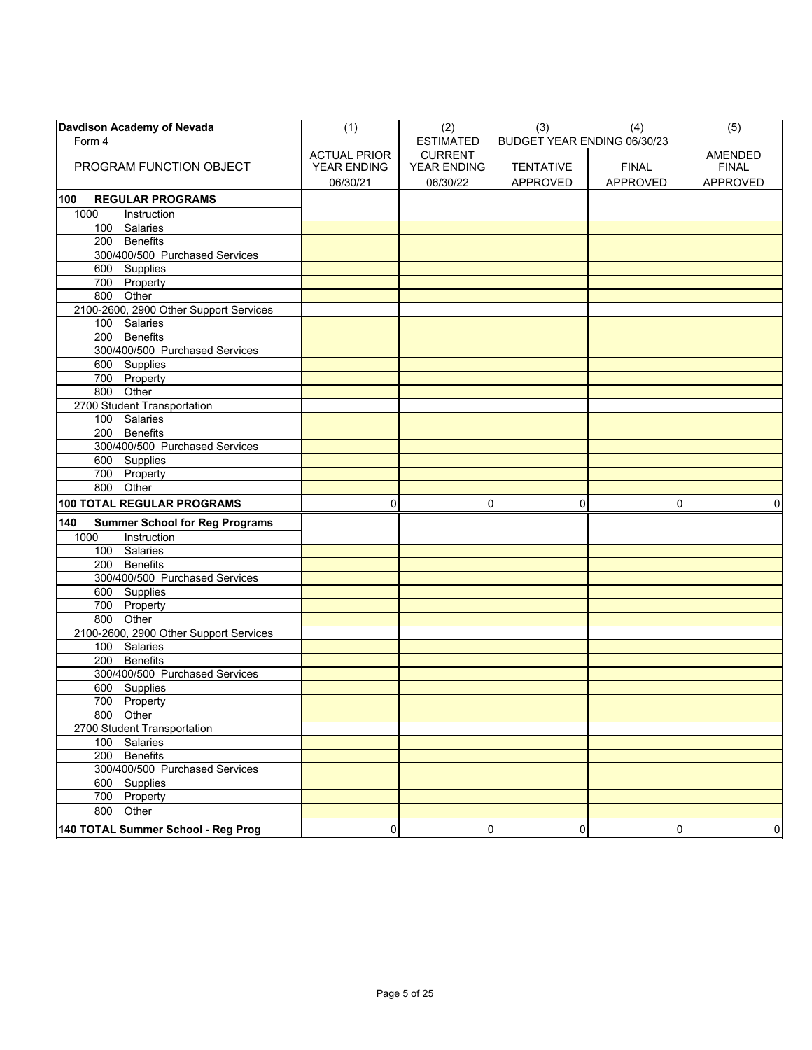| Davdison Academy of Nevada<br>Form 4<br><br>PROGRAM FUNCTION OBJECT | (1)<br><br>ACTUAL PRIOR YEAR ENDING<br>06/30/21 | (2)<br>ESTIMATED<br>CURRENT YEAR ENDING<br>06/30/22 | (3)<br>BUDGET YEAR ENDING 06/30/23<br><br>TENTATIVE APPROVED | (4)<br><br><br>FINAL APPROVED | (5)<br><br>AMENDED FINAL<br>APPROVED |
|---|---|---|---|---|---|
| **100 REGULAR PROGRAMS** | | | | | |
| 1000 Instruction | | | | | |
| 100 Salaries | | | | | |
| 200 Benefits | | | | | |
| 300/400/500 Purchased Services | | | | | |
| 600 Supplies | | | | | |
| 700 Property | | | | | |
| 800 Other | | | | | |
| 2100-2600, 2900 Other Support Services | | | | | |
| 100 Salaries | | | | | |
| 200 Benefits | | | | | |
| 300/400/500 Purchased Services | | | | | |
| 600 Supplies | | | | | |
| 700 Property | | | | | |
| 800 Other | | | | | |
| 2700 Student Transportation | | | | | |
| 100 Salaries | | | | | |
| 200 Benefits | | | | | |
| 300/400/500 Purchased Services | | | | | |
| 600 Supplies | | | | | |
| 700 Property | | | | | |
| 800 Other | | | | | |
| **100 TOTAL REGULAR PROGRAMS** | 0 | 0 | 0 | 0 | 0 |
| **140 Summer School for Reg Programs** | | | | | |
| 1000 Instruction | | | | | |
| 100 Salaries | | | | | |
| 200 Benefits | | | | | |
| 300/400/500 Purchased Services | | | | | |
| 600 Supplies | | | | | |
| 700 Property | | | | | |
| 800 Other | | | | | |
| 2100-2600, 2900 Other Support Services | | | | | |
| 100 Salaries | | | | | |
| 200 Benefits | | | | | |
| 300/400/500 Purchased Services | | | | | |
| 600 Supplies | | | | | |
| 700 Property | | | | | |
| 800 Other | | | | | |
| 2700 Student Transportation | | | | | |
| 100 Salaries | | | | | |
| 200 Benefits | | | | | |
| 300/400/500 Purchased Services | | | | | |
| 600 Supplies | | | | | |
| 700 Property | | | | | |
| 800 Other | | | | | |
| **140 TOTAL Summer School - Reg Prog** | 0 | 0 | 0 | 0 | 0 |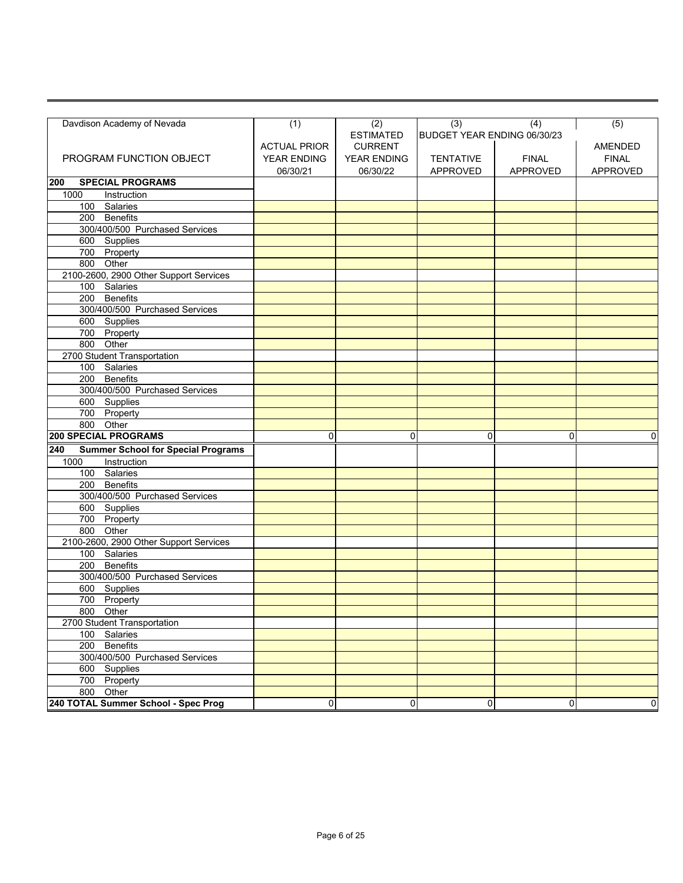| Davdison Academy of Nevada | (1) | (2) | (3) | (4) | (5) |
|---|---|---|---|---|---|
| | | ESTIMATED | BUDGET YEAR ENDING 06/30/23 | | |
| | ACTUAL PRIOR | CURRENT | | | AMENDED |
| PROGRAM FUNCTION OBJECT | YEAR ENDING | YEAR ENDING | TENTATIVE | FINAL | FINAL |
| | 06/30/21 | 06/30/22 | APPROVED | APPROVED | APPROVED |
| **200 SPECIAL PROGRAMS** | | | | | |
| 1000 Instruction | | | | | |
| 100 Salaries | | | | | |
| 200 Benefits | | | | | |
| 300/400/500 Purchased Services | | | | | |
| 600 Supplies | | | | | |
| 700 Property | | | | | |
| 800 Other | | | | | |
| 2100-2600, 2900 Other Support Services | | | | | |
| 100 Salaries | | | | | |
| 200 Benefits | | | | | |
| 300/400/500 Purchased Services | | | | | |
| 600 Supplies | | | | | |
| 700 Property | | | | | |
| 800 Other | | | | | |
| 2700 Student Transportation | | | | | |
| 100 Salaries | | | | | |
| 200 Benefits | | | | | |
| 300/400/500 Purchased Services | | | | | |
| 600 Supplies | | | | | |
| 700 Property | | | | | |
| 800 Other | | | | | |
| **200 SPECIAL PROGRAMS** | 0 | 0 | 0 | 0 | 0 |
| **240 Summer School for Special Programs** | | | | | |
| 1000 Instruction | | | | | |
| 100 Salaries | | | | | |
| 200 Benefits | | | | | |
| 300/400/500 Purchased Services | | | | | |
| 600 Supplies | | | | | |
| 700 Property | | | | | |
| 800 Other | | | | | |
| 2100-2600, 2900 Other Support Services | | | | | |
| 100 Salaries | | | | | |
| 200 Benefits | | | | | |
| 300/400/500 Purchased Services | | | | | |
| 600 Supplies | | | | | |
| 700 Property | | | | | |
| 800 Other | | | | | |
| 2700 Student Transportation | | | | | |
| 100 Salaries | | | | | |
| 200 Benefits | | | | | |
| 300/400/500 Purchased Services | | | | | |
| 600 Supplies | | | | | |
| 700 Property | | | | | |
| 800 Other | | | | | |
| **240 TOTAL Summer School - Spec Prog** | 0 | 0 | 0 | 0 | 0 |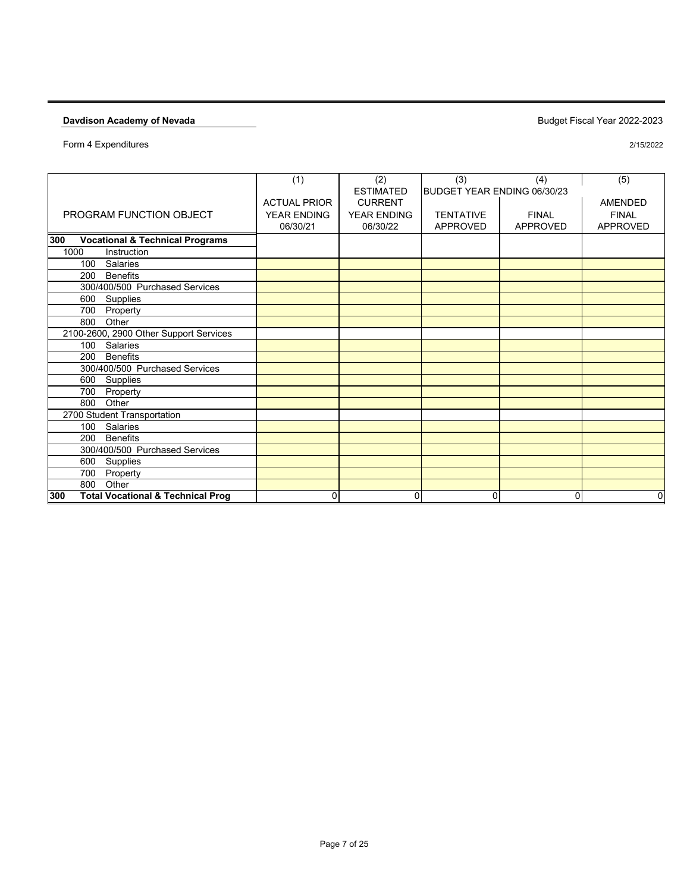**Davdison Academy of Nevada**

Budget Fiscal Year 2022-2023

Form 4 Expenditures

2/15/2022

| PROGRAM FUNCTION OBJECT | (1) ACTUAL PRIOR YEAR ENDING 06/30/21 | (2) ESTIMATED CURRENT YEAR ENDING 06/30/22 | (3) BUDGET YEAR ENDING 06/30/23 TENTATIVE APPROVED | (4) FINAL APPROVED | (5) AMENDED FINAL APPROVED |
|---|---|---|---|---|---|
| **300 Vocational & Technical Programs** | | | | | |
| 1000 Instruction | | | | | |
| 100 Salaries | | | | | |
| 200 Benefits | | | | | |
| 300/400/500 Purchased Services | | | | | |
| 600 Supplies | | | | | |
| 700 Property | | | | | |
| 800 Other | | | | | |
| 2100-2600, 2900 Other Support Services | | | | | |
| 100 Salaries | | | | | |
| 200 Benefits | | | | | |
| 300/400/500 Purchased Services | | | | | |
| 600 Supplies | | | | | |
| 700 Property | | | | | |
| 800 Other | | | | | |
| 2700 Student Transportation | | | | | |
| 100 Salaries | | | | | |
| 200 Benefits | | | | | |
| 300/400/500 Purchased Services | | | | | |
| 600 Supplies | | | | | |
| 700 Property | | | | | |
| 800 Other | | | | | |
| **300 Total Vocational & Technical Prog** | 0 | 0 | 0 | 0 | 0 |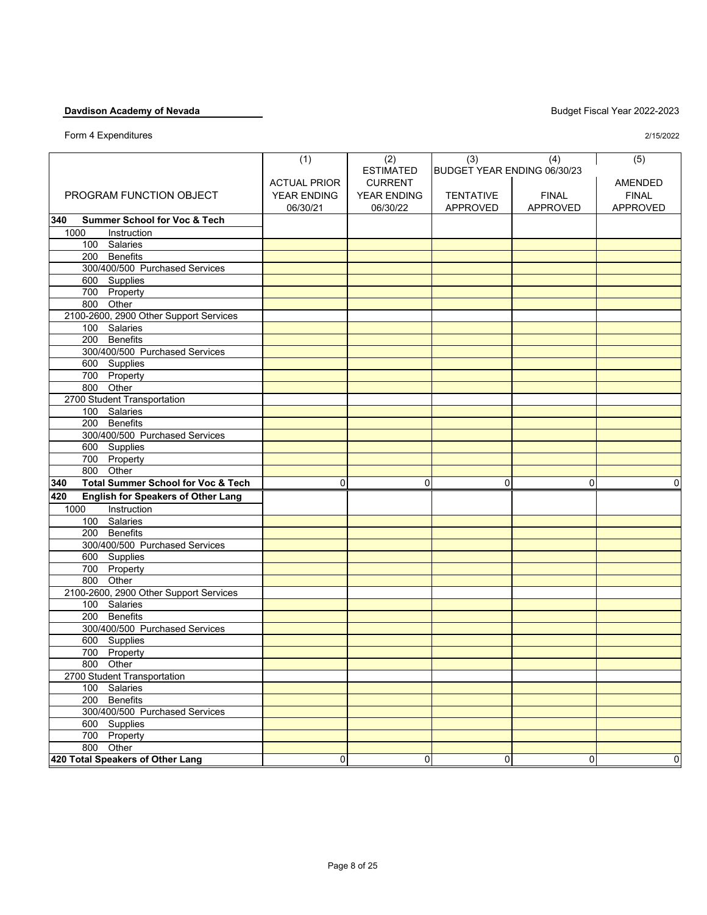**Davdison Academy of Nevada**

Budget Fiscal Year 2022-2023

Form 4 Expenditures

2/15/2022

| PROGRAM FUNCTION OBJECT | (1) ACTUAL PRIOR YEAR ENDING 06/30/21 | (2) ESTIMATED CURRENT YEAR ENDING 06/30/22 | (3) BUDGET YEAR ENDING 06/30/23 TENTATIVE APPROVED | (4) FINAL APPROVED | (5) AMENDED FINAL APPROVED |
|---|---|---|---|---|---|
| **340 Summer School for Voc & Tech** | | | | | |
| 1000 Instruction | | | | | |
| 100 Salaries | | | | | |
| 200 Benefits | | | | | |
| 300/400/500 Purchased Services | | | | | |
| 600 Supplies | | | | | |
| 700 Property | | | | | |
| 800 Other | | | | | |
| 2100-2600, 2900 Other Support Services | | | | | |
| 100 Salaries | | | | | |
| 200 Benefits | | | | | |
| 300/400/500 Purchased Services | | | | | |
| 600 Supplies | | | | | |
| 700 Property | | | | | |
| 800 Other | | | | | |
| 2700 Student Transportation | | | | | |
| 100 Salaries | | | | | |
| 200 Benefits | | | | | |
| 300/400/500 Purchased Services | | | | | |
| 600 Supplies | | | | | |
| 700 Property | | | | | |
| 800 Other | | | | | |
| **340 Total Summer School for Voc & Tech** | 0 | 0 | 0 | 0 | 0 |
| **420 English for Speakers of Other Lang** | | | | | |
| 1000 Instruction | | | | | |
| 100 Salaries | | | | | |
| 200 Benefits | | | | | |
| 300/400/500 Purchased Services | | | | | |
| 600 Supplies | | | | | |
| 700 Property | | | | | |
| 800 Other | | | | | |
| 2100-2600, 2900 Other Support Services | | | | | |
| 100 Salaries | | | | | |
| 200 Benefits | | | | | |
| 300/400/500 Purchased Services | | | | | |
| 600 Supplies | | | | | |
| 700 Property | | | | | |
| 800 Other | | | | | |
| 2700 Student Transportation | | | | | |
| 100 Salaries | | | | | |
| 200 Benefits | | | | | |
| 300/400/500 Purchased Services | | | | | |
| 600 Supplies | | | | | |
| 700 Property | | | | | |
| 800 Other | | | | | |
| **420 Total Speakers of Other Lang** | 0 | 0 | 0 | 0 | 0 |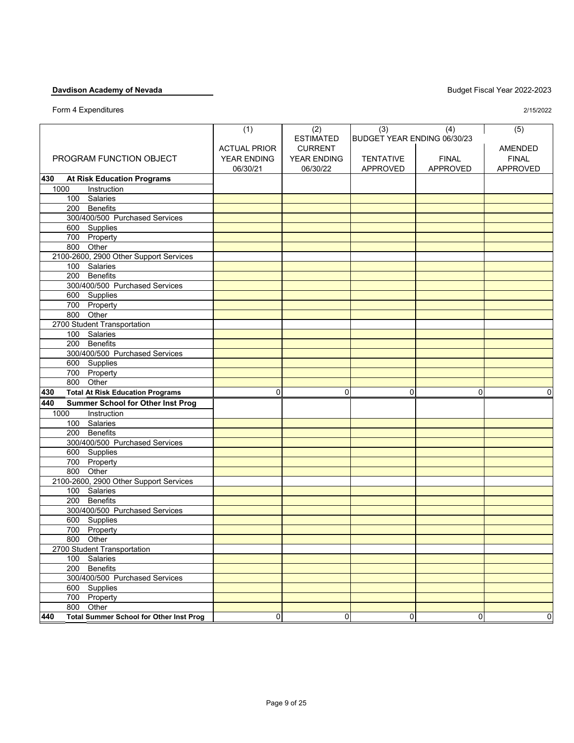**Davdison Academy of Nevada**

Budget Fiscal Year 2022-2023

Form 4 Expenditures

2/15/2022

| PROGRAM FUNCTION OBJECT | (1) ACTUAL PRIOR YEAR ENDING 06/30/21 | (2) ESTIMATED CURRENT YEAR ENDING 06/30/22 | (3) BUDGET YEAR ENDING 06/30/23 TENTATIVE APPROVED | (4) FINAL APPROVED | (5) AMENDED FINAL APPROVED |
|---|---|---|---|---|---|
| **430 At Risk Education Programs** | | | | | |
| 1000 Instruction | | | | | |
| 100 Salaries | | | | | |
| 200 Benefits | | | | | |
| 300/400/500 Purchased Services | | | | | |
| 600 Supplies | | | | | |
| 700 Property | | | | | |
| 800 Other | | | | | |
| 2100-2600, 2900 Other Support Services | | | | | |
| 100 Salaries | | | | | |
| 200 Benefits | | | | | |
| 300/400/500 Purchased Services | | | | | |
| 600 Supplies | | | | | |
| 700 Property | | | | | |
| 800 Other | | | | | |
| 2700 Student Transportation | | | | | |
| 100 Salaries | | | | | |
| 200 Benefits | | | | | |
| 300/400/500 Purchased Services | | | | | |
| 600 Supplies | | | | | |
| 700 Property | | | | | |
| 800 Other | | | | | |
| **430 Total At Risk Education Programs** | 0 | 0 | 0 | 0 | 0 |
| **440 Summer School for Other Inst Prog** | | | | | |
| 1000 Instruction | | | | | |
| 100 Salaries | | | | | |
| 200 Benefits | | | | | |
| 300/400/500 Purchased Services | | | | | |
| 600 Supplies | | | | | |
| 700 Property | | | | | |
| 800 Other | | | | | |
| 2100-2600, 2900 Other Support Services | | | | | |
| 100 Salaries | | | | | |
| 200 Benefits | | | | | |
| 300/400/500 Purchased Services | | | | | |
| 600 Supplies | | | | | |
| 700 Property | | | | | |
| 800 Other | | | | | |
| 2700 Student Transportation | | | | | |
| 100 Salaries | | | | | |
| 200 Benefits | | | | | |
| 300/400/500 Purchased Services | | | | | |
| 600 Supplies | | | | | |
| 700 Property | | | | | |
| 800 Other | | | | | |
| **440 Total Summer School for Other Inst Prog** | 0 | 0 | 0 | 0 | 0 |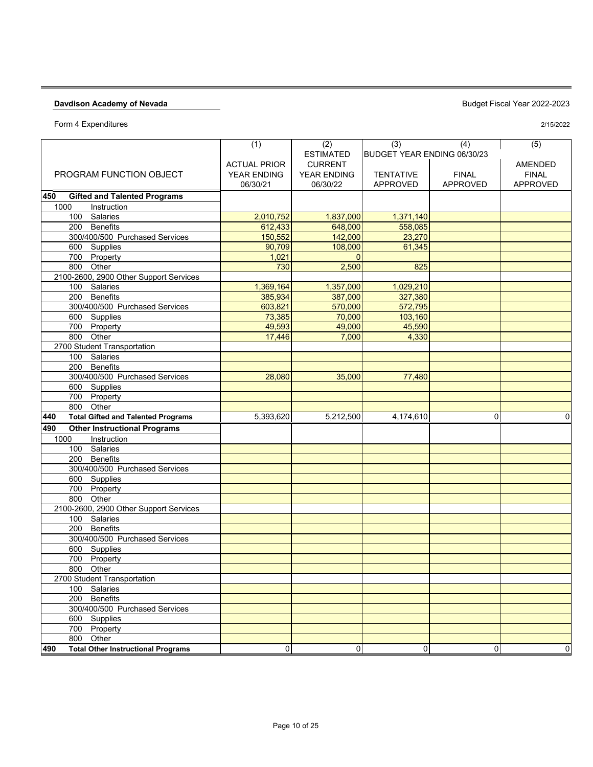**Davdison Academy of Nevada**

Budget Fiscal Year 2022-2023

Form 4 Expenditures

2/15/2022

| PROGRAM FUNCTION OBJECT | (1) ACTUAL PRIOR YEAR ENDING 06/30/21 | (2) ESTIMATED CURRENT YEAR ENDING 06/30/22 | (3) BUDGET YEAR ENDING 06/30/23 TENTATIVE APPROVED | (4) FINAL APPROVED | (5) AMENDED FINAL APPROVED |
|---|---|---|---|---|---|
| **450 Gifted and Talented Programs** | | | | | |
| 1000 Instruction | | | | | |
| 100 Salaries | 2,010,752 | 1,837,000 | 1,371,140 | | |
| 200 Benefits | 612,433 | 648,000 | 558,085 | | |
| 300/400/500 Purchased Services | 150,552 | 142,000 | 23,270 | | |
| 600 Supplies | 90,709 | 108,000 | 61,345 | | |
| 700 Property | 1,021 | 0 | | | |
| 800 Other | 730 | 2,500 | 825 | | |
| 2100-2600, 2900 Other Support Services | | | | | |
| 100 Salaries | 1,369,164 | 1,357,000 | 1,029,210 | | |
| 200 Benefits | 385,934 | 387,000 | 327,380 | | |
| 300/400/500 Purchased Services | 603,821 | 570,000 | 572,795 | | |
| 600 Supplies | 73,385 | 70,000 | 103,160 | | |
| 700 Property | 49,593 | 49,000 | 45,590 | | |
| 800 Other | 17,446 | 7,000 | 4,330 | | |
| 2700 Student Transportation | | | | | |
| 100 Salaries | | | | | |
| 200 Benefits | | | | | |
| 300/400/500 Purchased Services | 28,080 | 35,000 | 77,480 | | |
| 600 Supplies | | | | | |
| 700 Property | | | | | |
| 800 Other | | | | | |
| **440 Total Gifted and Talented Programs** | 5,393,620 | 5,212,500 | 4,174,610 | 0 | 0 |
| **490 Other Instructional Programs** | | | | | |
| 1000 Instruction | | | | | |
| 100 Salaries | | | | | |
| 200 Benefits | | | | | |
| 300/400/500 Purchased Services | | | | | |
| 600 Supplies | | | | | |
| 700 Property | | | | | |
| 800 Other | | | | | |
| 2100-2600, 2900 Other Support Services | | | | | |
| 100 Salaries | | | | | |
| 200 Benefits | | | | | |
| 300/400/500 Purchased Services | | | | | |
| 600 Supplies | | | | | |
| 700 Property | | | | | |
| 800 Other | | | | | |
| 2700 Student Transportation | | | | | |
| 100 Salaries | | | | | |
| 200 Benefits | | | | | |
| 300/400/500 Purchased Services | | | | | |
| 600 Supplies | | | | | |
| 700 Property | | | | | |
| 800 Other | | | | | |
| **490 Total Other Instructional Programs** | 0 | 0 | 0 | 0 | 0 |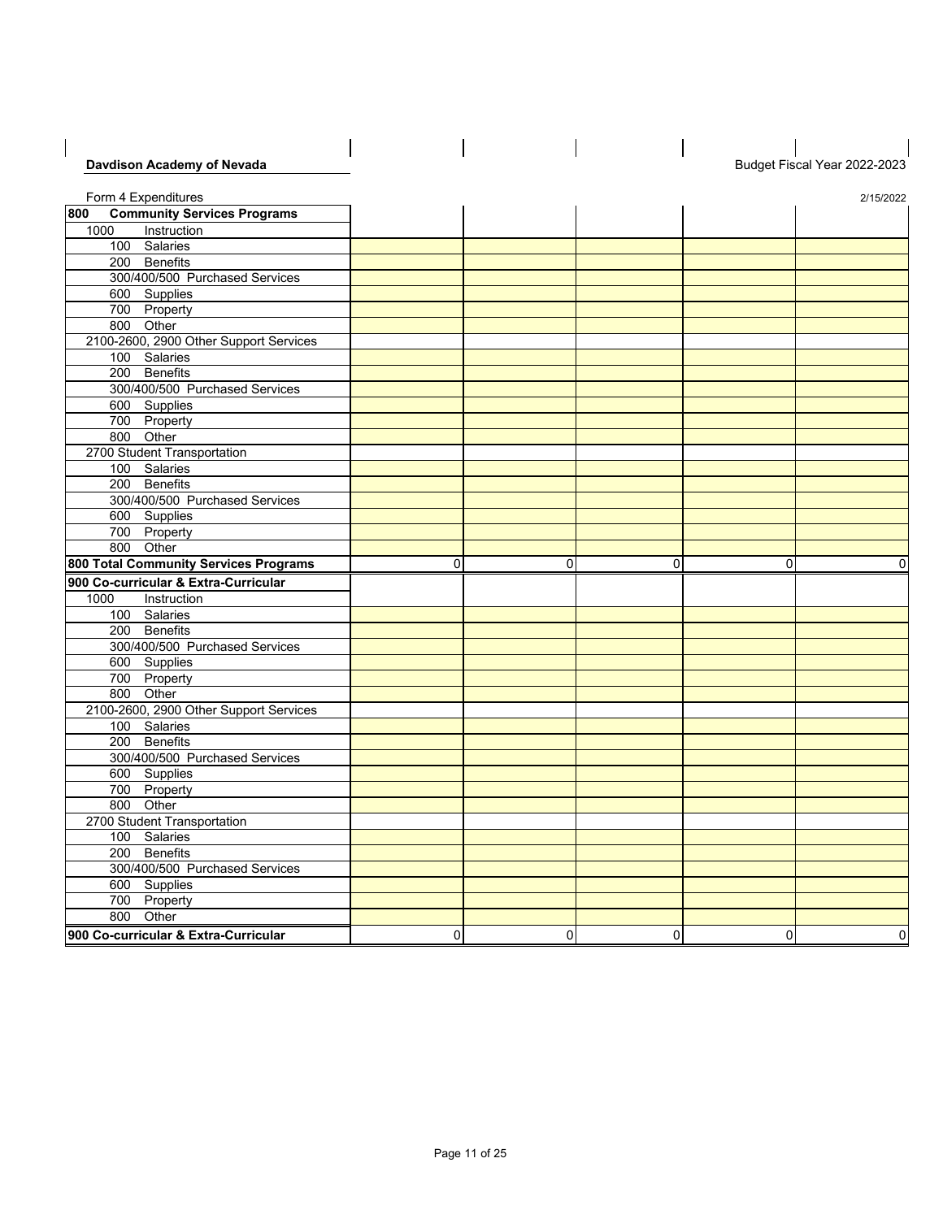**Davdison Academy of Nevada** Budget Fiscal Year 2022-2023

Form 4 Expenditures 2/15/2022

| 800 Community Services Programs | | | | | |
|---|---|---|---|---|---|
| 1000 Instruction | | | | | |
| 100 Salaries | | | | | |
| 200 Benefits | | | | | |
| 300/400/500 Purchased Services | | | | | |
| 600 Supplies | | | | | |
| 700 Property | | | | | |
| 800 Other | | | | | |
| 2100-2600, 2900 Other Support Services | | | | | |
| 100 Salaries | | | | | |
| 200 Benefits | | | | | |
| 300/400/500 Purchased Services | | | | | |
| 600 Supplies | | | | | |
| 700 Property | | | | | |
| 800 Other | | | | | |
| 2700 Student Transportation | | | | | |
| 100 Salaries | | | | | |
| 200 Benefits | | | | | |
| 300/400/500 Purchased Services | | | | | |
| 600 Supplies | | | | | |
| 700 Property | | | | | |
| 800 Other | | | | | |
| **800 Total Community Services Programs** | 0 | 0 | 0 | 0 | 0 |
| **900 Co-curricular & Extra-Curricular** | | | | | |
| 1000 Instruction | | | | | |
| 100 Salaries | | | | | |
| 200 Benefits | | | | | |
| 300/400/500 Purchased Services | | | | | |
| 600 Supplies | | | | | |
| 700 Property | | | | | |
| 800 Other | | | | | |
| 2100-2600, 2900 Other Support Services | | | | | |
| 100 Salaries | | | | | |
| 200 Benefits | | | | | |
| 300/400/500 Purchased Services | | | | | |
| 600 Supplies | | | | | |
| 700 Property | | | | | |
| 800 Other | | | | | |
| 2700 Student Transportation | | | | | |
| 100 Salaries | | | | | |
| 200 Benefits | | | | | |
| 300/400/500 Purchased Services | | | | | |
| 600 Supplies | | | | | |
| 700 Property | | | | | |
| 800 Other | | | | | |
| **900 Co-curricular & Extra-Curricular** | 0 | 0 | 0 | 0 | 0 |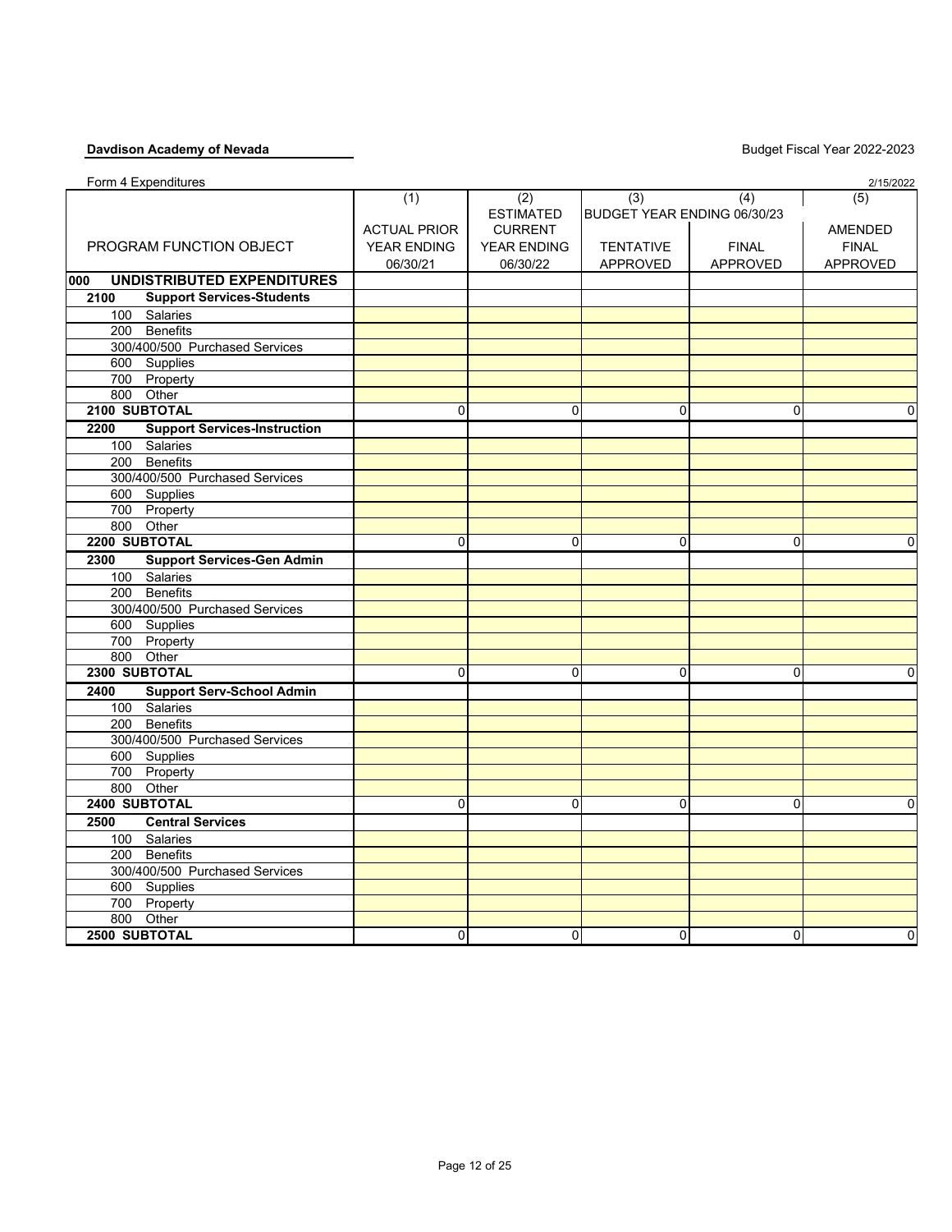**Davdison Academy of Nevada**

Budget Fiscal Year 2022-2023

Form 4 Expenditures

2/15/2022

| PROGRAM FUNCTION OBJECT | (1) ACTUAL PRIOR YEAR ENDING 06/30/21 | (2) ESTIMATED CURRENT YEAR ENDING 06/30/22 | (3) BUDGET YEAR ENDING 06/30/23 TENTATIVE APPROVED | (4) FINAL APPROVED | (5) AMENDED FINAL APPROVED |
|---|---|---|---|---|---|
| **000 UNDISTRIBUTED EXPENDITURES** | | | | | |
| **2100 Support Services-Students** | | | | | |
| 100 Salaries | | | | | |
| 200 Benefits | | | | | |
| 300/400/500 Purchased Services | | | | | |
| 600 Supplies | | | | | |
| 700 Property | | | | | |
| 800 Other | | | | | |
| **2100 SUBTOTAL** | 0 | 0 | 0 | 0 | 0 |
| **2200 Support Services-Instruction** | | | | | |
| 100 Salaries | | | | | |
| 200 Benefits | | | | | |
| 300/400/500 Purchased Services | | | | | |
| 600 Supplies | | | | | |
| 700 Property | | | | | |
| 800 Other | | | | | |
| **2200 SUBTOTAL** | 0 | 0 | 0 | 0 | 0 |
| **2300 Support Services-Gen Admin** | | | | | |
| 100 Salaries | | | | | |
| 200 Benefits | | | | | |
| 300/400/500 Purchased Services | | | | | |
| 600 Supplies | | | | | |
| 700 Property | | | | | |
| 800 Other | | | | | |
| **2300 SUBTOTAL** | 0 | 0 | 0 | 0 | 0 |
| **2400 Support Serv-School Admin** | | | | | |
| 100 Salaries | | | | | |
| 200 Benefits | | | | | |
| 300/400/500 Purchased Services | | | | | |
| 600 Supplies | | | | | |
| 700 Property | | | | | |
| 800 Other | | | | | |
| **2400 SUBTOTAL** | 0 | 0 | 0 | 0 | 0 |
| **2500 Central Services** | | | | | |
| 100 Salaries | | | | | |
| 200 Benefits | | | | | |
| 300/400/500 Purchased Services | | | | | |
| 600 Supplies | | | | | |
| 700 Property | | | | | |
| 800 Other | | | | | |
| **2500 SUBTOTAL** | 0 | 0 | 0 | 0 | 0 |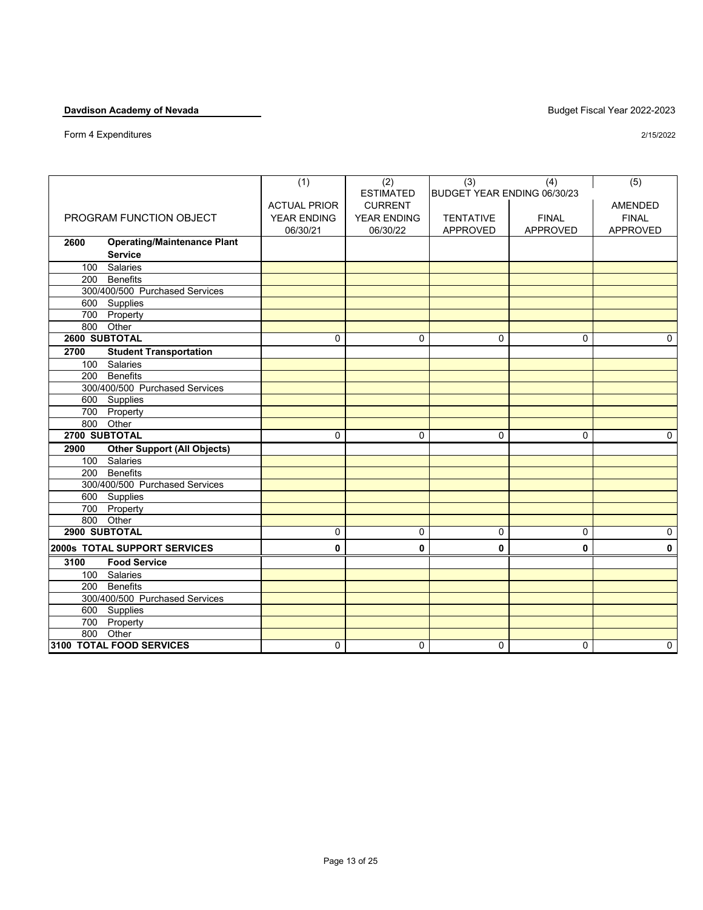**Davdison Academy of Nevada**

Budget Fiscal Year 2022-2023

Form 4 Expenditures

2/15/2022

| PROGRAM FUNCTION OBJECT | (1) ACTUAL PRIOR YEAR ENDING 06/30/21 | (2) ESTIMATED CURRENT YEAR ENDING 06/30/22 | (3) BUDGET YEAR ENDING 06/30/23 TENTATIVE APPROVED | (4) FINAL APPROVED | (5) AMENDED FINAL APPROVED |
|---|---|---|---|---|---|
| **2600 Operating/Maintenance Plant Service** | | | | | |
| 100 Salaries | | | | | |
| 200 Benefits | | | | | |
| 300/400/500 Purchased Services | | | | | |
| 600 Supplies | | | | | |
| 700 Property | | | | | |
| 800 Other | | | | | |
| **2600 SUBTOTAL** | 0 | 0 | 0 | 0 | 0 |
| **2700 Student Transportation** | | | | | |
| 100 Salaries | | | | | |
| 200 Benefits | | | | | |
| 300/400/500 Purchased Services | | | | | |
| 600 Supplies | | | | | |
| 700 Property | | | | | |
| 800 Other | | | | | |
| **2700 SUBTOTAL** | 0 | 0 | 0 | 0 | 0 |
| **2900 Other Support (All Objects)** | | | | | |
| 100 Salaries | | | | | |
| 200 Benefits | | | | | |
| 300/400/500 Purchased Services | | | | | |
| 600 Supplies | | | | | |
| 700 Property | | | | | |
| 800 Other | | | | | |
| **2900 SUBTOTAL** | 0 | 0 | 0 | 0 | 0 |
| **2000s TOTAL SUPPORT SERVICES** | **0** | **0** | **0** | **0** | **0** |
| **3100 Food Service** | | | | | |
| 100 Salaries | | | | | |
| 200 Benefits | | | | | |
| 300/400/500 Purchased Services | | | | | |
| 600 Supplies | | | | | |
| 700 Property | | | | | |
| 800 Other | | | | | |
| **3100 TOTAL FOOD SERVICES** | 0 | 0 | 0 | 0 | 0 |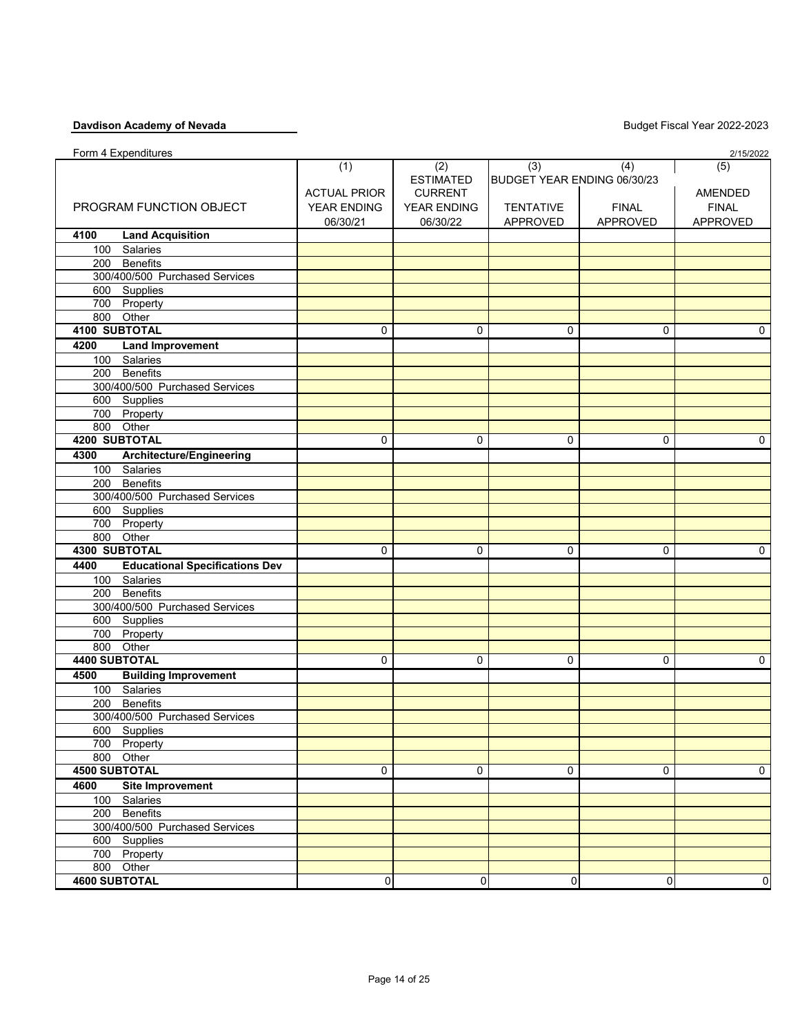**Davdison Academy of Nevada**

Budget Fiscal Year 2022-2023

Form 4 Expenditures

2/15/2022

| PROGRAM FUNCTION OBJECT | (1) ACTUAL PRIOR YEAR ENDING 06/30/21 | (2) ESTIMATED CURRENT YEAR ENDING 06/30/22 | (3) BUDGET YEAR ENDING 06/30/23 TENTATIVE APPROVED | (4) FINAL APPROVED | (5) AMENDED FINAL APPROVED |
|---|---|---|---|---|---|
| **4100 Land Acquisition** | | | | | |
| 100 Salaries | | | | | |
| 200 Benefits | | | | | |
| 300/400/500 Purchased Services | | | | | |
| 600 Supplies | | | | | |
| 700 Property | | | | | |
| 800 Other | | | | | |
| **4100 SUBTOTAL** | 0 | 0 | 0 | 0 | 0 |
| **4200 Land Improvement** | | | | | |
| 100 Salaries | | | | | |
| 200 Benefits | | | | | |
| 300/400/500 Purchased Services | | | | | |
| 600 Supplies | | | | | |
| 700 Property | | | | | |
| 800 Other | | | | | |
| **4200 SUBTOTAL** | 0 | 0 | 0 | 0 | 0 |
| **4300 Architecture/Engineering** | | | | | |
| 100 Salaries | | | | | |
| 200 Benefits | | | | | |
| 300/400/500 Purchased Services | | | | | |
| 600 Supplies | | | | | |
| 700 Property | | | | | |
| 800 Other | | | | | |
| **4300 SUBTOTAL** | 0 | 0 | 0 | 0 | 0 |
| **4400 Educational Specifications Dev** | | | | | |
| 100 Salaries | | | | | |
| 200 Benefits | | | | | |
| 300/400/500 Purchased Services | | | | | |
| 600 Supplies | | | | | |
| 700 Property | | | | | |
| 800 Other | | | | | |
| **4400 SUBTOTAL** | 0 | 0 | 0 | 0 | 0 |
| **4500 Building Improvement** | | | | | |
| 100 Salaries | | | | | |
| 200 Benefits | | | | | |
| 300/400/500 Purchased Services | | | | | |
| 600 Supplies | | | | | |
| 700 Property | | | | | |
| 800 Other | | | | | |
| **4500 SUBTOTAL** | 0 | 0 | 0 | 0 | 0 |
| **4600 Site Improvement** | | | | | |
| 100 Salaries | | | | | |
| 200 Benefits | | | | | |
| 300/400/500 Purchased Services | | | | | |
| 600 Supplies | | | | | |
| 700 Property | | | | | |
| 800 Other | | | | | |
| **4600 SUBTOTAL** | 0 | 0 | 0 | 0 | 0 |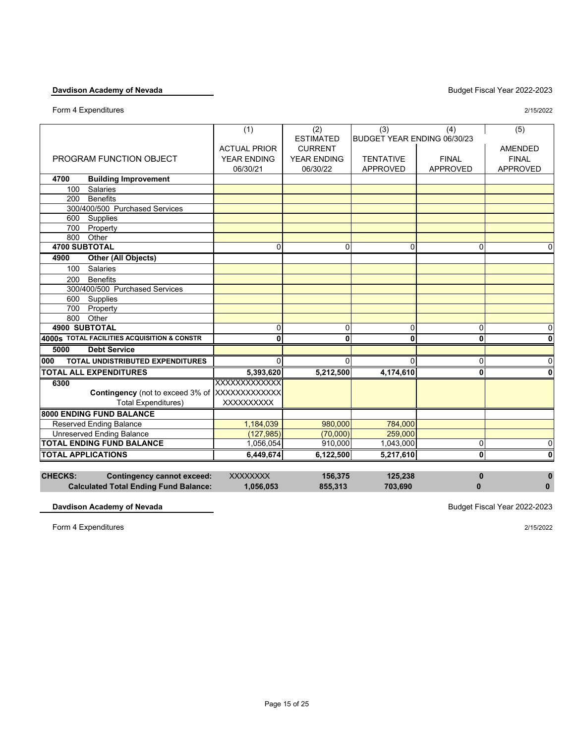**Davdison Academy of Nevada**

Budget Fiscal Year 2022-2023

Form 4 Expenditures

2/15/2022

| PROGRAM FUNCTION OBJECT | (1) ACTUAL PRIOR YEAR ENDING 06/30/21 | (2) ESTIMATED CURRENT YEAR ENDING 06/30/22 | (3) BUDGET YEAR ENDING 06/30/23 TENTATIVE APPROVED | (4) FINAL APPROVED | (5) AMENDED FINAL APPROVED |
|---|---|---|---|---|---|
| **4700 Building Improvement** | | | | | |
| 100 Salaries | | | | | |
| 200 Benefits | | | | | |
| 300/400/500 Purchased Services | | | | | |
| 600 Supplies | | | | | |
| 700 Property | | | | | |
| 800 Other | | | | | |
| **4700 SUBTOTAL** | 0 | 0 | 0 | 0 | 0 |
| **4900 Other (All Objects)** | | | | | |
| 100 Salaries | | | | | |
| 200 Benefits | | | | | |
| 300/400/500 Purchased Services | | | | | |
| 600 Supplies | | | | | |
| 700 Property | | | | | |
| 800 Other | | | | | |
| **4900 SUBTOTAL** | 0 | 0 | 0 | 0 | 0 |
| **4000s TOTAL FACILITIES ACQUISITION & CONSTR** | **0** | **0** | **0** | **0** | **0** |
| **5000 Debt Service** | | | | | |
| **000 TOTAL UNDISTRIBUTED EXPENDITURES** | 0 | 0 | 0 | 0 | 0 |
| **TOTAL ALL EXPENDITURES** | **5,393,620** | **5,212,500** | **4,174,610** | **0** | **0** |
| **6300 Contingency** (not to exceed 3% of Total Expenditures) | XXXXXXXXXXXX XXXXXXXXXXXX XXXXXXXXXX | | | | |
| **8000 ENDING FUND BALANCE** | | | | | |
| Reserved Ending Balance | 1,184,039 | 980,000 | 784,000 | | |
| Unreserved Ending Balance | (127,985) | (70,000) | 259,000 | | |
| **TOTAL ENDING FUND BALANCE** | 1,056,054 | 910,000 | 1,043,000 | 0 | 0 |
| **TOTAL APPLICATIONS** | **6,449,674** | **6,122,500** | **5,217,610** | **0** | **0** |

| **CHECKS:** | | | | | |
|---|---|---|---|---|---|
| **Contingency cannot exceed:** | XXXXXXXX | **156,375** | **125,238** | **0** | **0** |
| **Calculated Total Ending Fund Balance:** | **1,056,053** | **855,313** | **703,690** | **0** | **0** |

**Davdison Academy of Nevada**

Budget Fiscal Year 2022-2023

Form 4 Expenditures

2/15/2022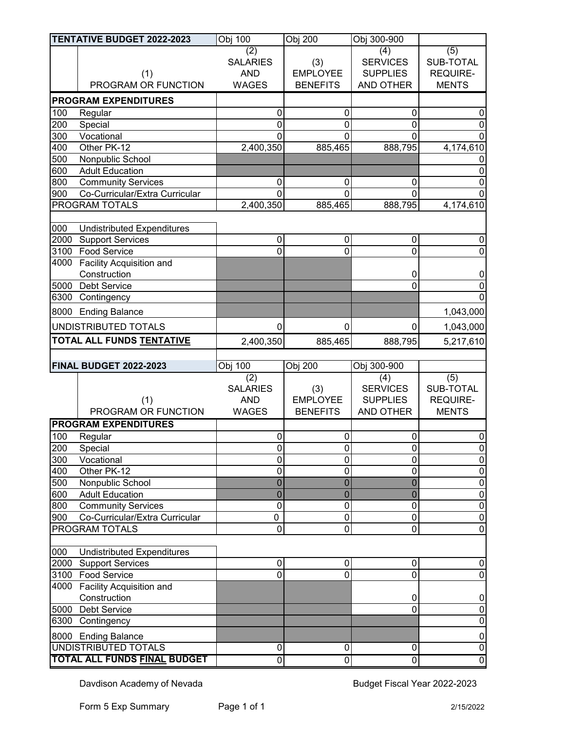| TENTATIVE BUDGET 2022-2023 | | Obj 100 | Obj 200 | Obj 300-900 | |
|---|---|---|---|---|---|
| | (1) PROGRAM OR FUNCTION | (2) SALARIES AND WAGES | (3) EMPLOYEE BENEFITS | (4) SERVICES SUPPLIES AND OTHER | (5) SUB-TOTAL REQUIRE-MENTS |
| **PROGRAM EXPENDITURES** | | | | | |
| 100 | Regular | 0 | 0 | 0 | 0 |
| 200 | Special | 0 | 0 | 0 | 0 |
| 300 | Vocational | 0 | 0 | 0 | 0 |
| 400 | Other PK-12 | 2,400,350 | 885,465 | 888,795 | 4,174,610 |
| 500 | Nonpublic School | | | | 0 |
| 600 | Adult Education | | | | 0 |
| 800 | Community Services | 0 | 0 | 0 | 0 |
| 900 | Co-Curricular/Extra Curricular | 0 | 0 | 0 | 0 |
| PROGRAM TOTALS | | 2,400,350 | 885,465 | 888,795 | 4,174,610 |
| 000 | Undistributed Expenditures | | | | |
| 2000 | Support Services | 0 | 0 | 0 | 0 |
| 3100 | Food Service | 0 | 0 | 0 | 0 |
| 4000 | Facility Acquisition and Construction | | | 0 | 0 |
| 5000 | Debt Service | | | 0 | 0 |
| 6300 | Contingency | | | | 0 |
| 8000 | Ending Balance | | | | 1,043,000 |
| UNDISTRIBUTED TOTALS | | 0 | 0 | 0 | 1,043,000 |
| **TOTAL ALL FUNDS TENTATIVE** | | 2,400,350 | 885,465 | 888,795 | 5,217,610 |

| FINAL BUDGET 2022-2023 | | Obj 100 | Obj 200 | Obj 300-900 | |
|---|---|---|---|---|---|
| | (1) PROGRAM OR FUNCTION | (2) SALARIES AND WAGES | (3) EMPLOYEE BENEFITS | (4) SERVICES SUPPLIES AND OTHER | (5) SUB-TOTAL REQUIRE-MENTS |
| **PROGRAM EXPENDITURES** | | | | | |
| 100 | Regular | 0 | 0 | 0 | 0 |
| 200 | Special | 0 | 0 | 0 | 0 |
| 300 | Vocational | 0 | 0 | 0 | 0 |
| 400 | Other PK-12 | 0 | 0 | 0 | 0 |
| 500 | Nonpublic School | 0 | 0 | 0 | 0 |
| 600 | Adult Education | 0 | 0 | 0 | 0 |
| 800 | Community Services | 0 | 0 | 0 | 0 |
| 900 | Co-Curricular/Extra Curricular | 0 | 0 | 0 | 0 |
| PROGRAM TOTALS | | 0 | 0 | 0 | 0 |
| 000 | Undistributed Expenditures | | | | |
| 2000 | Support Services | 0 | 0 | 0 | 0 |
| 3100 | Food Service | 0 | 0 | 0 | 0 |
| 4000 | Facility Acquisition and Construction | | | 0 | 0 |
| 5000 | Debt Service | | | 0 | 0 |
| 6300 | Contingency | | | | 0 |
| 8000 | Ending Balance | | | | 0 |
| UNDISTRIBUTED TOTALS | | 0 | 0 | 0 | 0 |
| **TOTAL ALL FUNDS FINAL BUDGET** | | 0 | 0 | 0 | 0 |

Davdison Academy of Nevada — Budget Fiscal Year 2022-2023

Form 5 Exp Summary — 2/15/2022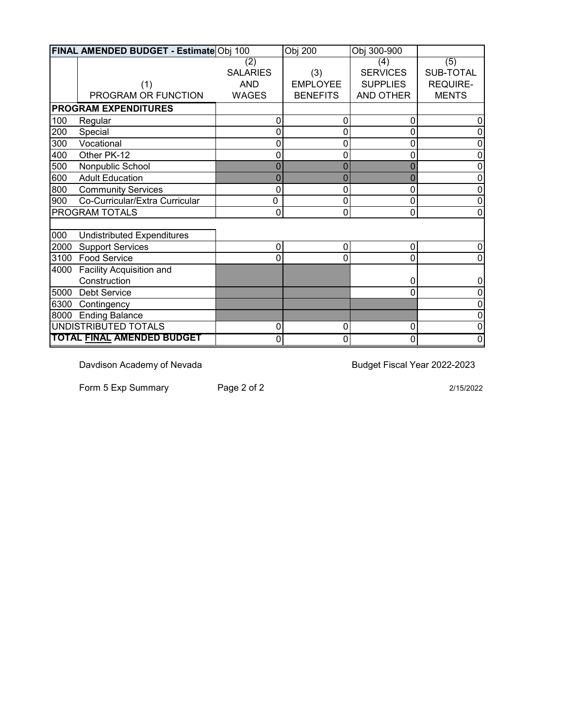| FINAL AMENDED BUDGET - Estimate | | Obj 100 | Obj 200 | Obj 300-900 | |
|---|---|---|---|---|---|
| | (1) PROGRAM OR FUNCTION | (2) SALARIES AND WAGES | (3) EMPLOYEE BENEFITS | (4) SERVICES SUPPLIES AND OTHER | (5) SUB-TOTAL REQUIRE-MENTS |
| **PROGRAM EXPENDITURES** | | | | | |
| 100 | Regular | 0 | 0 | 0 | 0 |
| 200 | Special | 0 | 0 | 0 | 0 |
| 300 | Vocational | 0 | 0 | 0 | 0 |
| 400 | Other PK-12 | 0 | 0 | 0 | 0 |
| 500 | Nonpublic School | 0 | 0 | 0 | 0 |
| 600 | Adult Education | 0 | 0 | 0 | 0 |
| 800 | Community Services | 0 | 0 | 0 | 0 |
| 900 | Co-Curricular/Extra Curricular | 0 | 0 | 0 | 0 |
| PROGRAM TOTALS | | 0 | 0 | 0 | 0 |
| | | | | | |
| 000 | Undistributed Expenditures | | | | |
| 2000 | Support Services | 0 | 0 | 0 | 0 |
| 3100 | Food Service | 0 | 0 | 0 | 0 |
| 4000 | Facility Acquisition and Construction | | | 0 | 0 |
| 5000 | Debt Service | | | 0 | 0 |
| 6300 | Contingency | | | | 0 |
| 8000 | Ending Balance | | | | 0 |
| UNDISTRIBUTED TOTALS | | 0 | 0 | 0 | 0 |
| **TOTAL FINAL AMENDED BUDGET** | | 0 | 0 | 0 | 0 |

Davdison Academy of Nevada

Budget Fiscal Year 2022-2023

Form 5 Exp Summary

2/15/2022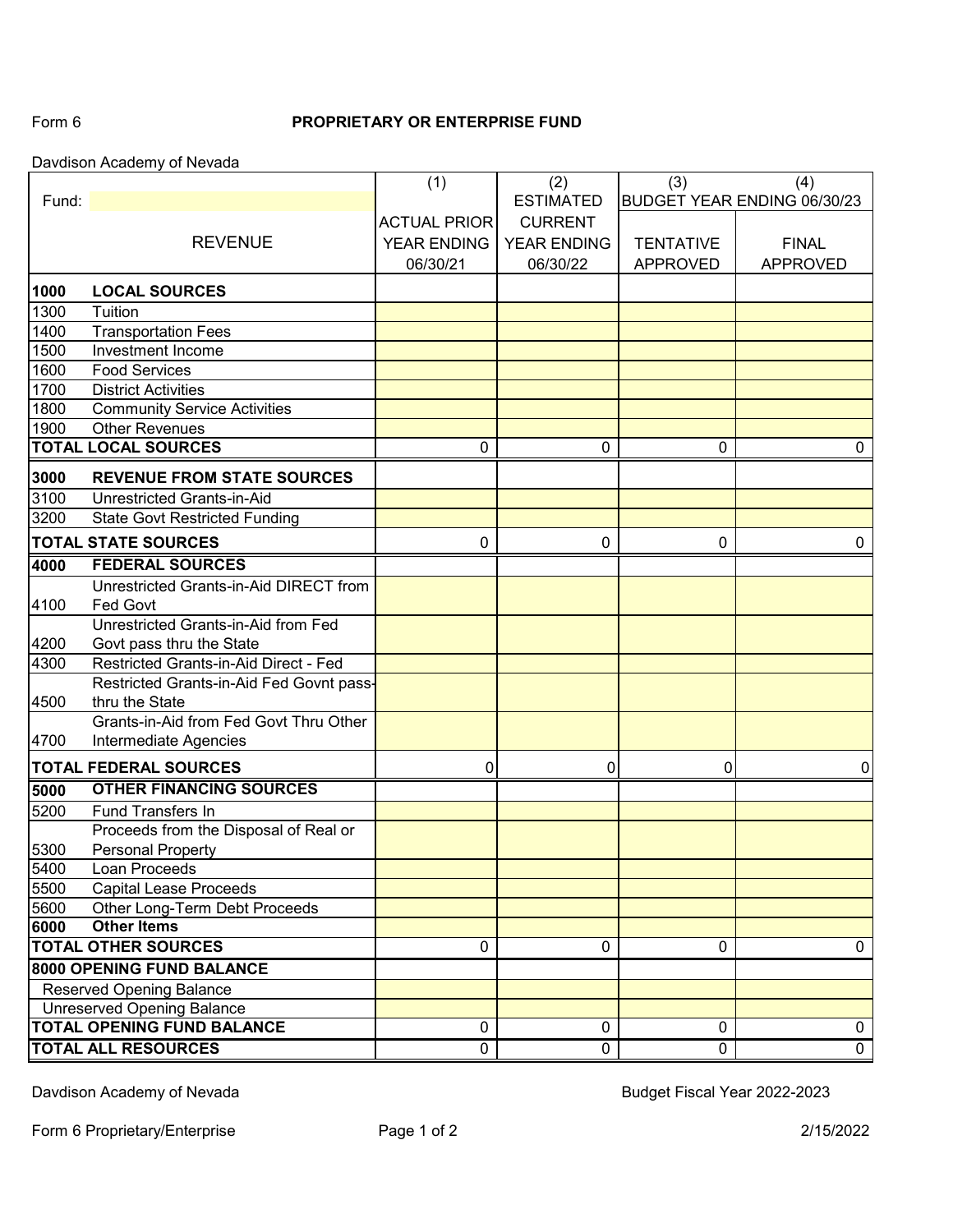Form 6

# PROPRIETARY OR ENTERPRISE FUND

Davdison Academy of Nevada

| Fund: | | (1) | (2) | (3) | (4) |
|---|---|---|---|---|---|
| | | | ESTIMATED | BUDGET YEAR ENDING 06/30/23 | |
| | REVENUE | ACTUAL PRIOR YEAR ENDING 06/30/21 | CURRENT YEAR ENDING 06/30/22 | TENTATIVE APPROVED | FINAL APPROVED |
| **1000** | **LOCAL SOURCES** | | | | |
| 1300 | Tuition | | | | |
| 1400 | Transportation Fees | | | | |
| 1500 | Investment Income | | | | |
| 1600 | Food Services | | | | |
| 1700 | District Activities | | | | |
| 1800 | Community Service Activities | | | | |
| 1900 | Other Revenues | | | | |
| **TOTAL LOCAL SOURCES** | | 0 | 0 | 0 | 0 |
| **3000** | **REVENUE FROM STATE SOURCES** | | | | |
| 3100 | Unrestricted Grants-in-Aid | | | | |
| 3200 | State Govt Restricted Funding | | | | |
| **TOTAL STATE SOURCES** | | 0 | 0 | 0 | 0 |
| **4000** | **FEDERAL SOURCES** | | | | |
| 4100 | Unrestricted Grants-in-Aid DIRECT from Fed Govt | | | | |
| 4200 | Unrestricted Grants-in-Aid from Fed Govt pass thru the State | | | | |
| 4300 | Restricted Grants-in-Aid Direct - Fed | | | | |
| 4500 | Restricted Grants-in-Aid Fed Govnt pass-thru the State | | | | |
| 4700 | Grants-in-Aid from Fed Govt Thru Other Intermediate Agencies | | | | |
| **TOTAL FEDERAL SOURCES** | | 0 | 0 | 0 | 0 |
| **5000** | **OTHER FINANCING SOURCES** | | | | |
| 5200 | Fund Transfers In | | | | |
| 5300 | Proceeds from the Disposal of Real or Personal Property | | | | |
| 5400 | Loan Proceeds | | | | |
| 5500 | Capital Lease Proceeds | | | | |
| 5600 | Other Long-Term Debt Proceeds | | | | |
| **6000** | **Other Items** | | | | |
| **TOTAL OTHER SOURCES** | | 0 | 0 | 0 | 0 |
| **8000 OPENING FUND BALANCE** | | | | | |
| Reserved Opening Balance | | | | | |
| Unreserved Opening Balance | | | | | |
| **TOTAL OPENING FUND BALANCE** | | 0 | 0 | 0 | 0 |
| **TOTAL ALL RESOURCES** | | 0 | 0 | 0 | 0 |

Davdison Academy of Nevada — Budget Fiscal Year 2022-2023

Form 6 Proprietary/Enterprise — 2/15/2022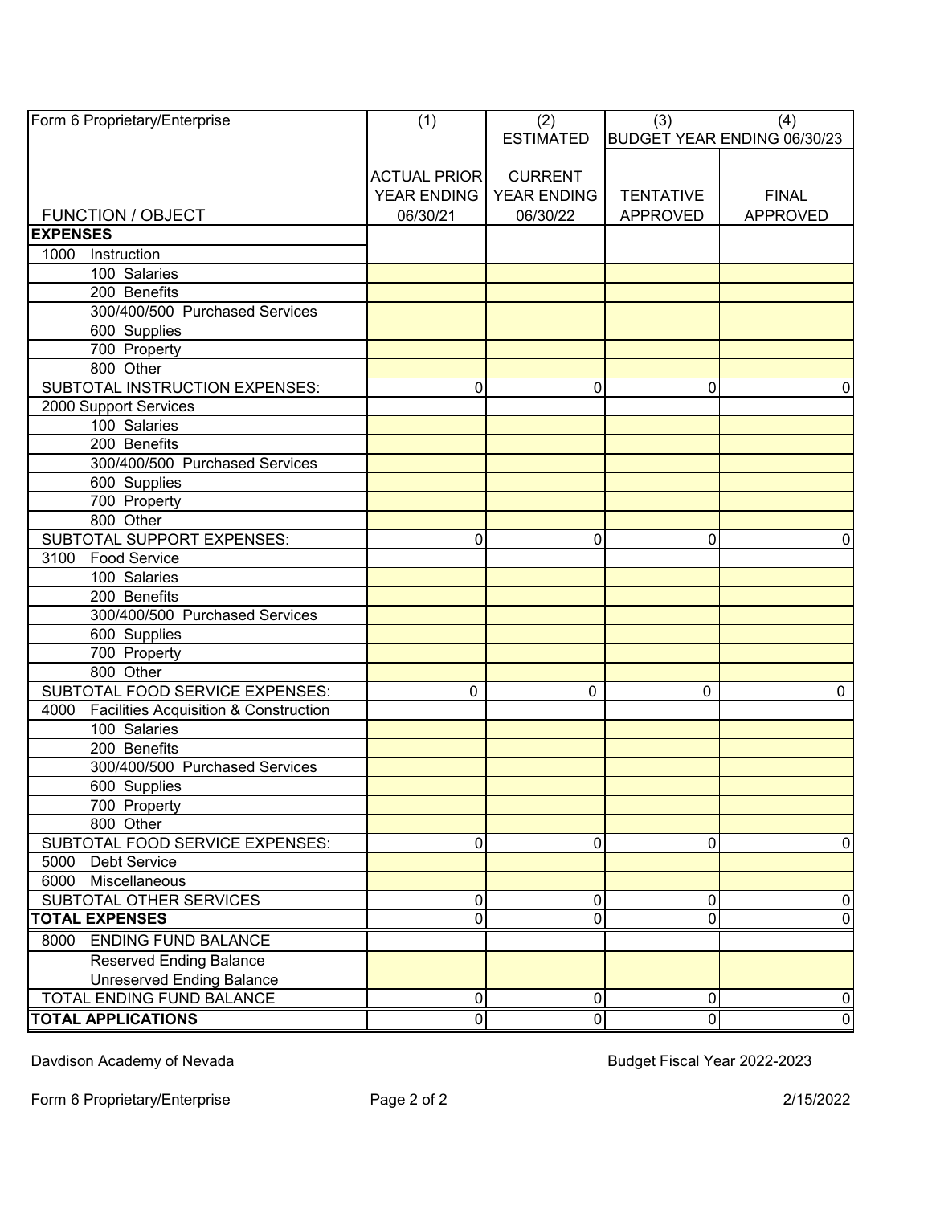| Form 6 Proprietary/Enterprise | (1) | (2) ESTIMATED | (3) BUDGET YEAR ENDING 06/30/23 | (4) |
|---|---|---|---|---|
| FUNCTION / OBJECT | ACTUAL PRIOR YEAR ENDING 06/30/21 | CURRENT YEAR ENDING 06/30/22 | TENTATIVE APPROVED | FINAL APPROVED |
| **EXPENSES** | | | | |
| 1000 Instruction | | | | |
| 100 Salaries | | | | |
| 200 Benefits | | | | |
| 300/400/500 Purchased Services | | | | |
| 600 Supplies | | | | |
| 700 Property | | | | |
| 800 Other | | | | |
| SUBTOTAL INSTRUCTION EXPENSES: | 0 | 0 | 0 | 0 |
| 2000 Support Services | | | | |
| 100 Salaries | | | | |
| 200 Benefits | | | | |
| 300/400/500 Purchased Services | | | | |
| 600 Supplies | | | | |
| 700 Property | | | | |
| 800 Other | | | | |
| SUBTOTAL SUPPORT EXPENSES: | 0 | 0 | 0 | 0 |
| 3100 Food Service | | | | |
| 100 Salaries | | | | |
| 200 Benefits | | | | |
| 300/400/500 Purchased Services | | | | |
| 600 Supplies | | | | |
| 700 Property | | | | |
| 800 Other | | | | |
| SUBTOTAL FOOD SERVICE EXPENSES: | 0 | 0 | 0 | 0 |
| 4000 Facilities Acquisition & Construction | | | | |
| 100 Salaries | | | | |
| 200 Benefits | | | | |
| 300/400/500 Purchased Services | | | | |
| 600 Supplies | | | | |
| 700 Property | | | | |
| 800 Other | | | | |
| SUBTOTAL FOOD SERVICE EXPENSES: | 0 | 0 | 0 | 0 |
| 5000 Debt Service | | | | |
| 6000 Miscellaneous | | | | |
| SUBTOTAL OTHER SERVICES | 0 | 0 | 0 | 0 |
| **TOTAL EXPENSES** | 0 | 0 | 0 | 0 |
| 8000 ENDING FUND BALANCE | | | | |
| Reserved Ending Balance | | | | |
| Unreserved Ending Balance | | | | |
| TOTAL ENDING FUND BALANCE | 0 | 0 | 0 | 0 |
| **TOTAL APPLICATIONS** | 0 | 0 | 0 | 0 |

Davdison Academy of Nevada — Budget Fiscal Year 2022-2023

Form 6 Proprietary/Enterprise — 2/15/2022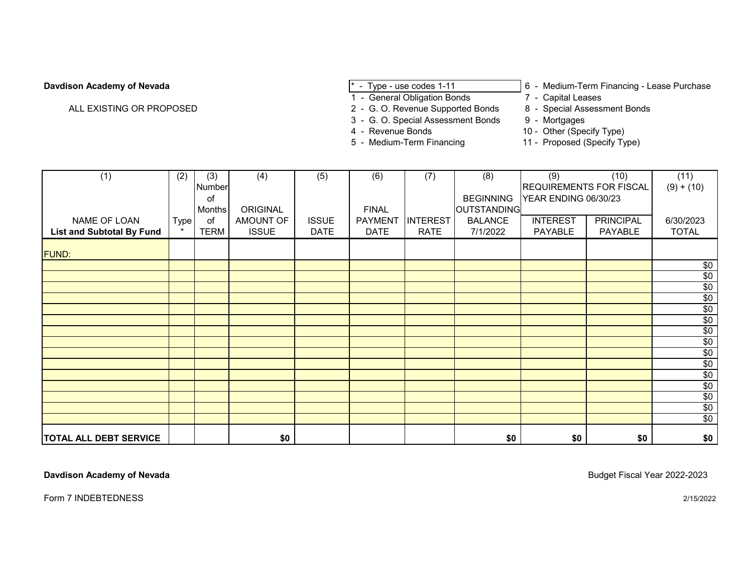**Davdison Academy of Nevada**

ALL EXISTING OR PROPOSED

\* - Type - use codes 1-11
1 - General Obligation Bonds
2 - G. O. Revenue Supported Bonds
3 - G. O. Special Assessment Bonds
4 - Revenue Bonds
5 - Medium-Term Financing
6 - Medium-Term Financing - Lease Purchase
7 - Capital Leases
8 - Special Assessment Bonds
9 - Mortgages
10 - Other (Specify Type)
11 - Proposed (Specify Type)

| (1) | (2) | (3) | (4) | (5) | (6) | (7) | (8) | (9) | (10) | (11) |
|---|---|---|---|---|---|---|---|---|---|---|
| | | Number of Months | | | | | BEGINNING OUTSTANDING | REQUIREMENTS FOR FISCAL YEAR ENDING 06/30/23 | | (9) + (10) |
| NAME OF LOAN **List and Subtotal By Fund** | Type * | of TERM | ORIGINAL AMOUNT OF ISSUE | ISSUE DATE | FINAL PAYMENT DATE | INTEREST RATE | BALANCE 7/1/2022 | INTEREST PAYABLE | PRINCIPAL PAYABLE | 6/30/2023 TOTAL |
| FUND: | | | | | | | | | | |
| | | | | | | | | | | $0 |
| | | | | | | | | | | $0 |
| | | | | | | | | | | $0 |
| | | | | | | | | | | $0 |
| | | | | | | | | | | $0 |
| | | | | | | | | | | $0 |
| | | | | | | | | | | $0 |
| | | | | | | | | | | $0 |
| | | | | | | | | | | $0 |
| | | | | | | | | | | $0 |
| | | | | | | | | | | $0 |
| | | | | | | | | | | $0 |
| | | | | | | | | | | $0 |
| | | | | | | | | | | $0 |
| | | | | | | | | | | $0 |
| **TOTAL ALL DEBT SERVICE** | | | **$0** | | | | **$0** | **$0** | **$0** | **$0** |

**Davdison Academy of Nevada**

Budget Fiscal Year 2022-2023

Form 7 INDEBTEDNESS

2/15/2022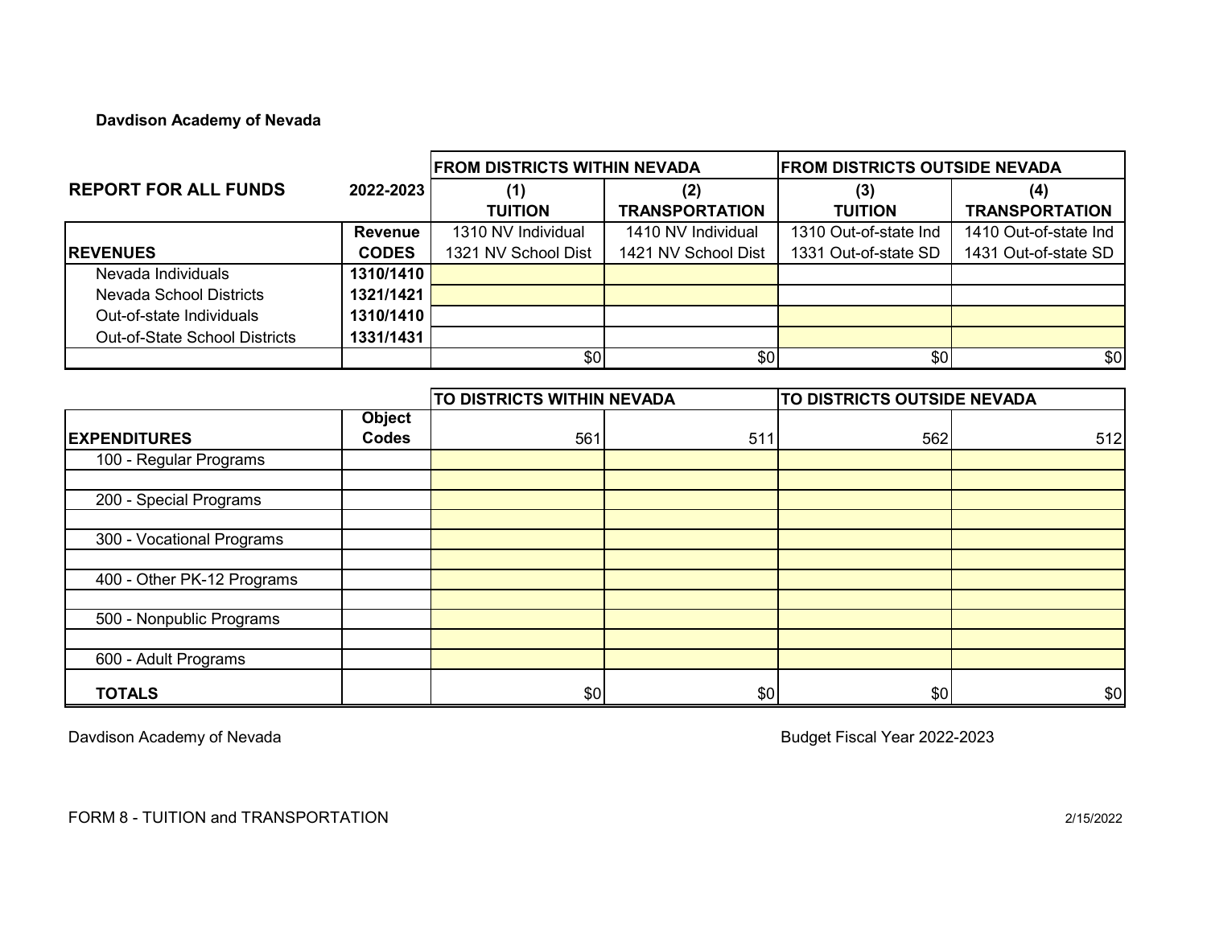**Davdison Academy of Nevada**

| REPORT FOR ALL FUNDS | 2022-2023 | FROM DISTRICTS WITHIN NEVADA | | FROM DISTRICTS OUTSIDE NEVADA | |
|---|---|---|---|---|---|
| | | (1) TUITION | (2) TRANSPORTATION | (3) TUITION | (4) TRANSPORTATION |
| | **Revenue** | 1310 NV Individual | 1410 NV Individual | 1310 Out-of-state Ind | 1410 Out-of-state Ind |
| **REVENUES** | **CODES** | 1321 NV School Dist | 1421 NV School Dist | 1331 Out-of-state SD | 1431 Out-of-state SD |
| Nevada Individuals | **1310/1410** | | | | |
| Nevada School Districts | **1321/1421** | | | | |
| Out-of-state Individuals | **1310/1410** | | | | |
| Out-of-State School Districts | **1331/1431** | | | | |
| | | $0 | $0 | $0 | $0 |

| | | TO DISTRICTS WITHIN NEVADA | | TO DISTRICTS OUTSIDE NEVADA | |
|---|---|---|---|---|---|
| **EXPENDITURES** | **Object Codes** | 561 | 511 | 562 | 512 |
| 100 - Regular Programs | | | | | |
| | | | | | |
| 200 - Special Programs | | | | | |
| | | | | | |
| 300 - Vocational Programs | | | | | |
| | | | | | |
| 400 - Other PK-12 Programs | | | | | |
| | | | | | |
| 500 - Nonpublic Programs | | | | | |
| | | | | | |
| 600 - Adult Programs | | | | | |
| **TOTALS** | | $0 | $0 | $0 | $0 |

Davdison Academy of Nevada

Budget Fiscal Year 2022-2023

FORM 8 - TUITION and TRANSPORTATION

2/15/2022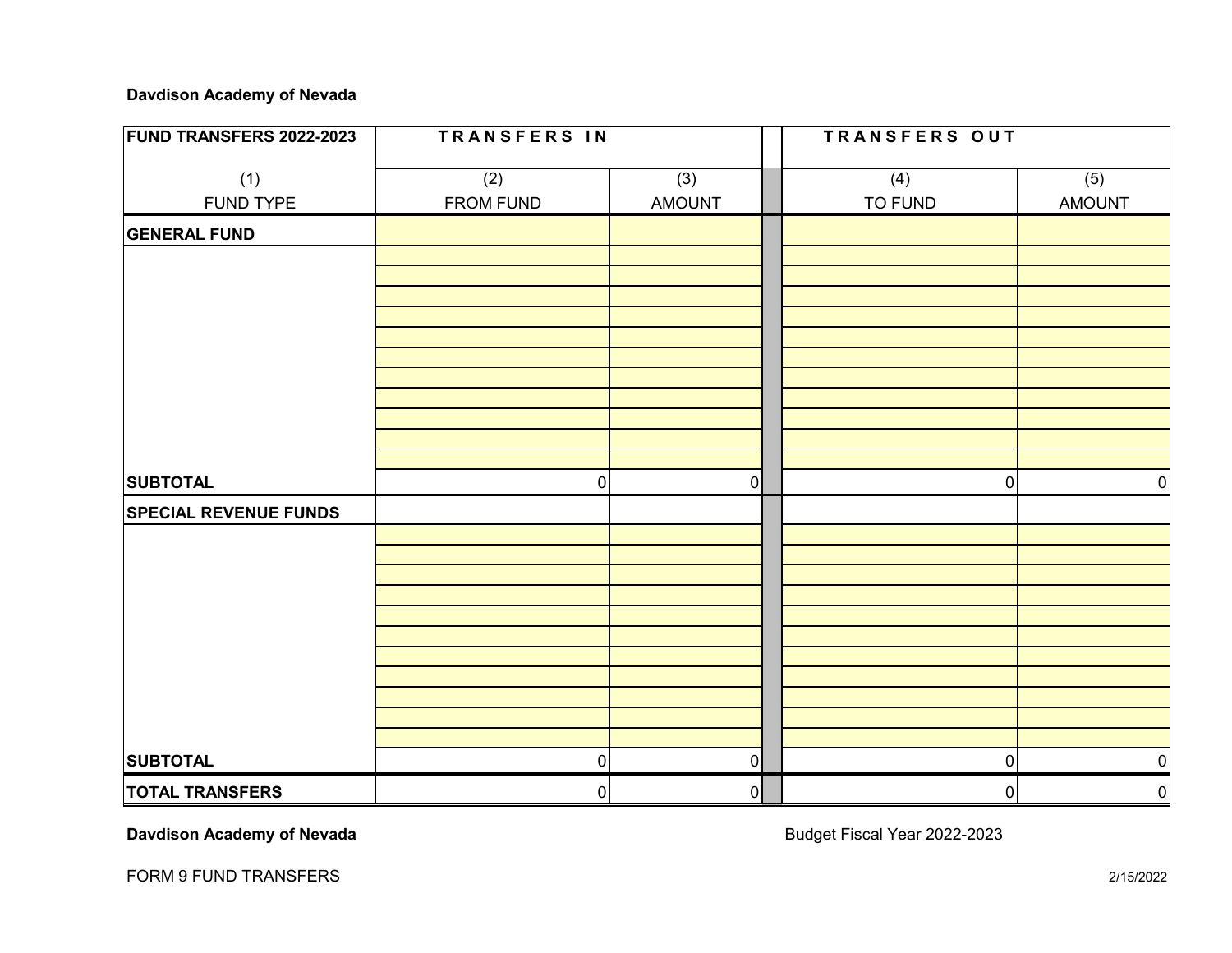**Davdison Academy of Nevada**

| FUND TRANSFERS 2022-2023 | TRANSFERS IN | | | TRANSFERS OUT | |
|---|---|---|---|---|---|
| (1) FUND TYPE | (2) FROM FUND | (3) AMOUNT | | (4) TO FUND | (5) AMOUNT |
| **GENERAL FUND** | | | | | |
| | | | | | |
| | | | | | |
| | | | | | |
| | | | | | |
| | | | | | |
| | | | | | |
| | | | | | |
| | | | | | |
| | | | | | |
| | | | | | |
| | | | | | |
| **SUBTOTAL** | 0 | 0 | | 0 | 0 |
| **SPECIAL REVENUE FUNDS** | | | | | |
| | | | | | |
| | | | | | |
| | | | | | |
| | | | | | |
| | | | | | |
| | | | | | |
| | | | | | |
| | | | | | |
| | | | | | |
| | | | | | |
| | | | | | |
| **SUBTOTAL** | 0 | 0 | | 0 | 0 |
| **TOTAL TRANSFERS** | 0 | 0 | | 0 | 0 |

**Davdison Academy of Nevada**

Budget Fiscal Year 2022-2023

FORM 9 FUND TRANSFERS

2/15/2022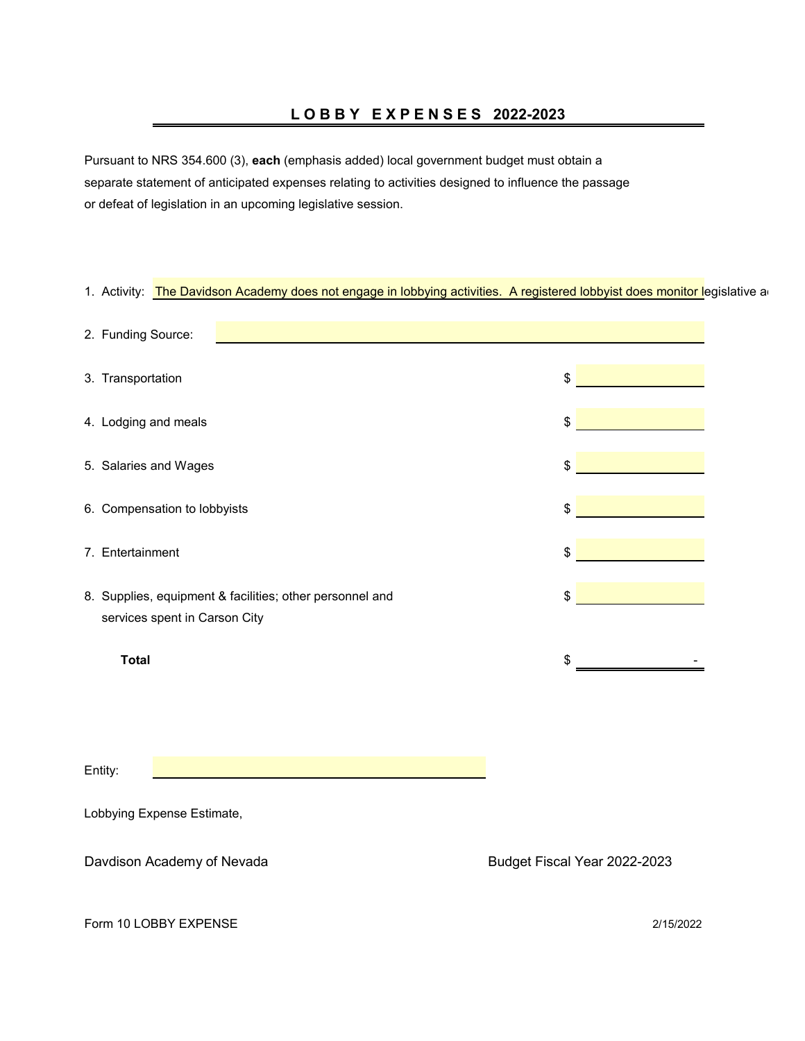# L O B B Y   E X P E N S E S   2022-2023

Pursuant to NRS 354.600 (3), **each** (emphasis added) local government budget must obtain a separate statement of anticipated expenses relating to activities designed to influence the passage or defeat of legislation in an upcoming legislative session.

1. Activity: The Davidson Academy does not engage in lobbying activities. A registered lobbyist does monitor legislative a

2. Funding Source:

| | | |
|---|---|---|
| 3. Transportation | $ | |
| 4. Lodging and meals | $ | |
| 5. Salaries and Wages | $ | |
| 6. Compensation to lobbyists | $ | |
| 7. Entertainment | $ | |
| 8. Supplies, equipment & facilities; other personnel and services spent in Carson City | $ | |
| **Total** | $ | - |

Entity:

Lobbying Expense Estimate,

Davdison Academy of Nevada

Budget Fiscal Year 2022-2023

Form 10 LOBBY EXPENSE

2/15/2022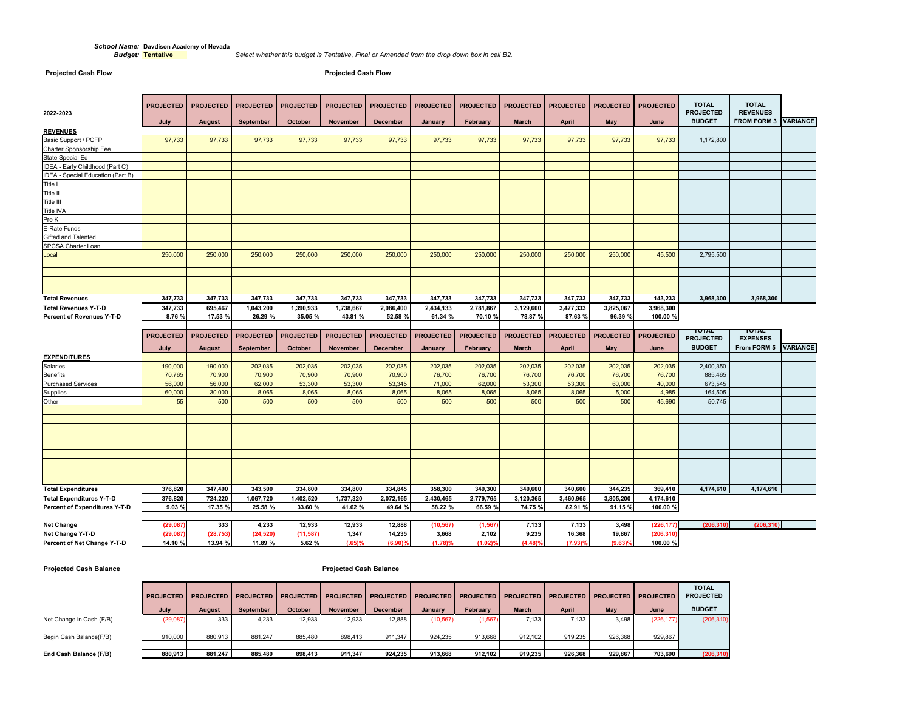***School Name:*** **Davdison Academy of Nevada**
***Budget:*** **Tentative**

*Select whether this budget is Tentative, Final or Amended from the drop down box in cell B2.*

**Projected Cash Flow**

| 2022-2023 | PROJECTED July | PROJECTED August | PROJECTED September | PROJECTED October | PROJECTED November | PROJECTED December | PROJECTED January | PROJECTED February | PROJECTED March | PROJECTED April | PROJECTED May | PROJECTED June | TOTAL PROJECTED BUDGET | TOTAL REVENUES FROM FORM 3 | VARIANCE |
|---|---|---|---|---|---|---|---|---|---|---|---|---|---|---|---|
| **REVENUES** | | | | | | | | | | | | | | | |
| Basic Support / PCFP | 97,733 | 97,733 | 97,733 | 97,733 | 97,733 | 97,733 | 97,733 | 97,733 | 97,733 | 97,733 | 97,733 | 97,733 | 1,172,800 | | |
| Charter Sponsorship Fee | | | | | | | | | | | | | | | |
| State Special Ed | | | | | | | | | | | | | | | |
| IDEA - Early Childhood (Part C) | | | | | | | | | | | | | | | |
| IDEA - Special Education (Part B) | | | | | | | | | | | | | | | |
| Title I | | | | | | | | | | | | | | | |
| Title II | | | | | | | | | | | | | | | |
| Title III | | | | | | | | | | | | | | | |
| Title IVA | | | | | | | | | | | | | | | |
| Pre K | | | | | | | | | | | | | | | |
| E-Rate Funds | | | | | | | | | | | | | | | |
| Gifted and Talented | | | | | | | | | | | | | | | |
| SPCSA Charter Loan | | | | | | | | | | | | | | | |
| Local | 250,000 | 250,000 | 250,000 | 250,000 | 250,000 | 250,000 | 250,000 | 250,000 | 250,000 | 250,000 | 250,000 | 45,500 | 2,795,500 | | |
| **Total Revenues** | **347,733** | **347,733** | **347,733** | **347,733** | **347,733** | **347,733** | **347,733** | **347,733** | **347,733** | **347,733** | **347,733** | **143,233** | **3,968,300** | **3,968,300** | |
| **Total Revenues Y-T-D** | **347,733** | **695,467** | **1,043,200** | **1,390,933** | **1,738,667** | **2,086,400** | **2,434,133** | **2,781,867** | **3,129,600** | **3,477,333** | **3,825,067** | **3,968,300** | | | |
| **Percent of Revenues Y-T-D** | **8.76 %** | **17.53 %** | **26.29 %** | **35.05 %** | **43.81 %** | **52.58 %** | **61.34 %** | **70.10 %** | **78.87 %** | **87.63 %** | **96.39 %** | **100.00 %** | | | |

| | PROJECTED July | PROJECTED August | PROJECTED September | PROJECTED October | PROJECTED November | PROJECTED December | PROJECTED January | PROJECTED February | PROJECTED March | PROJECTED April | PROJECTED May | PROJECTED June | TOTAL PROJECTED BUDGET | TOTAL EXPENSES From FORM 5 | VARIANCE |
|---|---|---|---|---|---|---|---|---|---|---|---|---|---|---|---|
| **EXPENDITURES** | | | | | | | | | | | | | | | |
| Salaries | 190,000 | 190,000 | 202,035 | 202,035 | 202,035 | 202,035 | 202,035 | 202,035 | 202,035 | 202,035 | 202,035 | 202,035 | 2,400,350 | | |
| Benefits | 70,765 | 70,900 | 70,900 | 70,900 | 70,900 | 70,900 | 76,700 | 76,700 | 76,700 | 76,700 | 76,700 | 76,700 | 885,465 | | |
| Purchased Services | 56,000 | 56,000 | 62,000 | 53,300 | 53,300 | 53,345 | 71,000 | 62,000 | 53,300 | 53,300 | 60,000 | 40,000 | 673,545 | | |
| Supplies | 60,000 | 30,000 | 8,065 | 8,065 | 8,065 | 8,065 | 8,065 | 8,065 | 8,065 | 8,065 | 5,000 | 4,985 | 164,505 | | |
| Other | 55 | 500 | 500 | 500 | 500 | 500 | 500 | 500 | 500 | 500 | 500 | 45,690 | 50,745 | | |
| **Total Expenditures** | **376,820** | **347,400** | **343,500** | **334,800** | **334,800** | **334,845** | **358,300** | **349,300** | **340,600** | **340,600** | **344,235** | **369,410** | **4,174,610** | **4,174,610** | |
| **Total Expenditures Y-T-D** | **376,820** | **724,220** | **1,067,720** | **1,402,520** | **1,737,320** | **2,072,165** | **2,430,465** | **2,779,765** | **3,120,365** | **3,460,965** | **3,805,200** | **4,174,610** | | | |
| **Percent of Expenditures Y-T-D** | **9.03 %** | **17.35 %** | **25.58 %** | **33.60 %** | **41.62 %** | **49.64 %** | **58.22 %** | **66.59 %** | **74.75 %** | **82.91 %** | **91.15 %** | **100.00 %** | | | |
| | | | | | | | | | | | | | | | |
| **Net Change** | **(29,087)** | **333** | **4,233** | **12,933** | **12,933** | **12,888** | **(10,567)** | **(1,567)** | **7,133** | **7,133** | **3,498** | **(226,177)** | **(206,310)** | **(206,310)** | |
| **Net Change Y-T-D** | **(29,087)** | **(28,753)** | **(24,520)** | **(11,587)** | **1,347** | **14,235** | **3,668** | **2,102** | **9,235** | **16,368** | **19,867** | **(206,310)** | | | |
| **Percent of Net Change Y-T-D** | **14.10 %** | **13.94 %** | **11.89 %** | **5.62 %** | **(.65)%** | **(6.90)%** | **(1.78)%** | **(1.02)%** | **(4.48)%** | **(7.93)%** | **(9.63)%** | **100.00 %** | | | |

**Projected Cash Balance**

| | PROJECTED July | PROJECTED August | PROJECTED September | PROJECTED October | PROJECTED November | PROJECTED December | PROJECTED January | PROJECTED February | PROJECTED March | PROJECTED April | PROJECTED May | PROJECTED June | TOTAL PROJECTED BUDGET |
|---|---|---|---|---|---|---|---|---|---|---|---|---|---|
| Net Change in Cash (F/B) | (29,087) | 333 | 4,233 | 12,933 | 12,933 | 12,888 | (10,567) | (1,567) | 7,133 | 7,133 | 3,498 | (226,177) | (206,310) |
| Begin Cash Balance(F/B) | 910,000 | 880,913 | 881,247 | 885,480 | 898,413 | 911,347 | 924,235 | 913,668 | 912,102 | 919,235 | 926,368 | 929,867 | |
| **End Cash Balance (F/B)** | **880,913** | **881,247** | **885,480** | **898,413** | **911,347** | **924,235** | **913,668** | **912,102** | **919,235** | **926,368** | **929,867** | **703,690** | **(206,310)** |